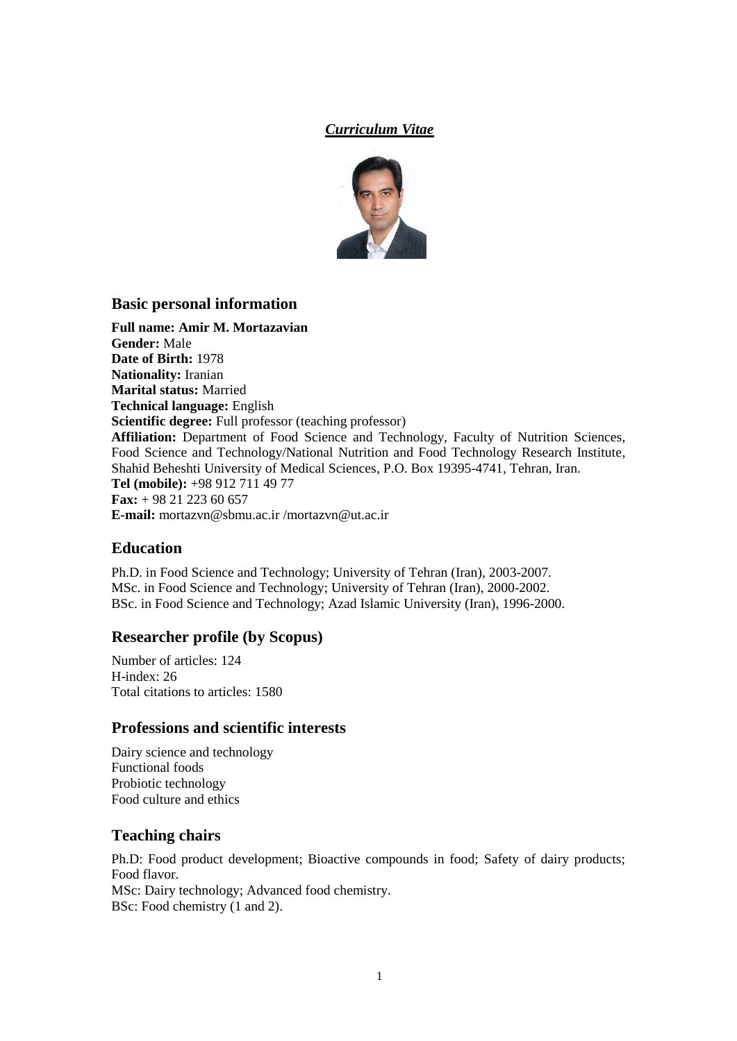***Curriculum Vitae***

## Basic personal information

**Full name: Amir M. Mortazavian**
**Gender:** Male
**Date of Birth:** 1978
**Nationality:** Iranian
**Marital status:** Married
**Technical language:** English
**Scientific degree:** Full professor (teaching professor)
**Affiliation:** Department of Food Science and Technology, Faculty of Nutrition Sciences, Food Science and Technology/National Nutrition and Food Technology Research Institute, Shahid Beheshti University of Medical Sciences, P.O. Box 19395-4741, Tehran, Iran.
**Tel (mobile):** +98 912 711 49 77
**Fax:** + 98 21 223 60 657
**E-mail:** mortazvn@sbmu.ac.ir /mortazvn@ut.ac.ir

## Education

Ph.D. in Food Science and Technology; University of Tehran (Iran), 2003-2007.
MSc. in Food Science and Technology; University of Tehran (Iran), 2000-2002.
BSc. in Food Science and Technology; Azad Islamic University (Iran), 1996-2000.

## Researcher profile (by Scopus)

Number of articles: 124
H-index: 26
Total citations to articles: 1580

## Professions and scientific interests

Dairy science and technology
Functional foods
Probiotic technology
Food culture and ethics

## Teaching chairs

Ph.D: Food product development; Bioactive compounds in food; Safety of dairy products; Food flavor.
MSc: Dairy technology; Advanced food chemistry.
BSc: Food chemistry (1 and 2).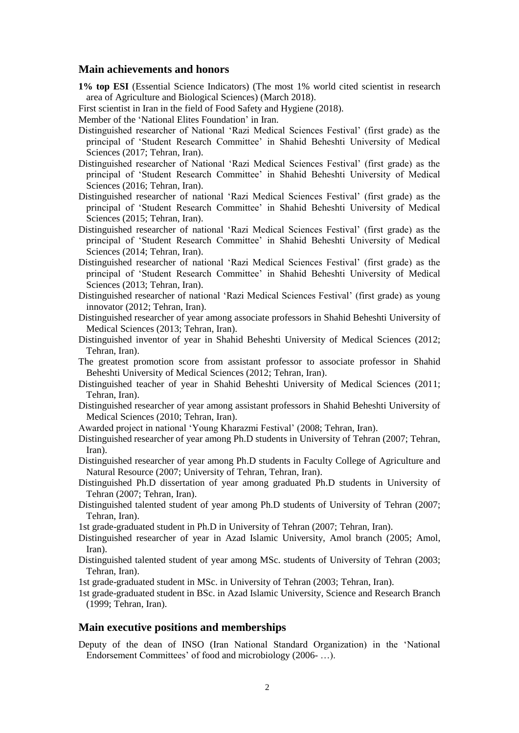## Main achievements and honors

**1% top ESI** (Essential Science Indicators) (The most 1% world cited scientist in research area of Agriculture and Biological Sciences) (March 2018).

First scientist in Iran in the field of Food Safety and Hygiene (2018).

Member of the 'National Elites Foundation' in Iran.

Distinguished researcher of National 'Razi Medical Sciences Festival' (first grade) as the principal of 'Student Research Committee' in Shahid Beheshti University of Medical Sciences (2017; Tehran, Iran).

Distinguished researcher of National 'Razi Medical Sciences Festival' (first grade) as the principal of 'Student Research Committee' in Shahid Beheshti University of Medical Sciences (2016; Tehran, Iran).

Distinguished researcher of national 'Razi Medical Sciences Festival' (first grade) as the principal of 'Student Research Committee' in Shahid Beheshti University of Medical Sciences (2015; Tehran, Iran).

Distinguished researcher of national 'Razi Medical Sciences Festival' (first grade) as the principal of 'Student Research Committee' in Shahid Beheshti University of Medical Sciences (2014; Tehran, Iran).

Distinguished researcher of national 'Razi Medical Sciences Festival' (first grade) as the principal of 'Student Research Committee' in Shahid Beheshti University of Medical Sciences (2013; Tehran, Iran).

Distinguished researcher of national 'Razi Medical Sciences Festival' (first grade) as young innovator (2012; Tehran, Iran).

Distinguished researcher of year among associate professors in Shahid Beheshti University of Medical Sciences (2013; Tehran, Iran).

Distinguished inventor of year in Shahid Beheshti University of Medical Sciences (2012; Tehran, Iran).

The greatest promotion score from assistant professor to associate professor in Shahid Beheshti University of Medical Sciences (2012; Tehran, Iran).

Distinguished teacher of year in Shahid Beheshti University of Medical Sciences (2011; Tehran, Iran).

Distinguished researcher of year among assistant professors in Shahid Beheshti University of Medical Sciences (2010; Tehran, Iran).

Awarded project in national 'Young Kharazmi Festival' (2008; Tehran, Iran).

Distinguished researcher of year among Ph.D students in University of Tehran (2007; Tehran, Iran).

Distinguished researcher of year among Ph.D students in Faculty College of Agriculture and Natural Resource (2007; University of Tehran, Tehran, Iran).

Distinguished Ph.D dissertation of year among graduated Ph.D students in University of Tehran (2007; Tehran, Iran).

Distinguished talented student of year among Ph.D students of University of Tehran (2007; Tehran, Iran).

1st grade-graduated student in Ph.D in University of Tehran (2007; Tehran, Iran).

Distinguished researcher of year in Azad Islamic University, Amol branch (2005; Amol, Iran).

Distinguished talented student of year among MSc. students of University of Tehran (2003; Tehran, Iran).

1st grade-graduated student in MSc. in University of Tehran (2003; Tehran, Iran).

1st grade-graduated student in BSc. in Azad Islamic University, Science and Research Branch (1999; Tehran, Iran).

## Main executive positions and memberships

Deputy of the dean of INSO (Iran National Standard Organization) in the 'National Endorsement Committees' of food and microbiology (2006- …).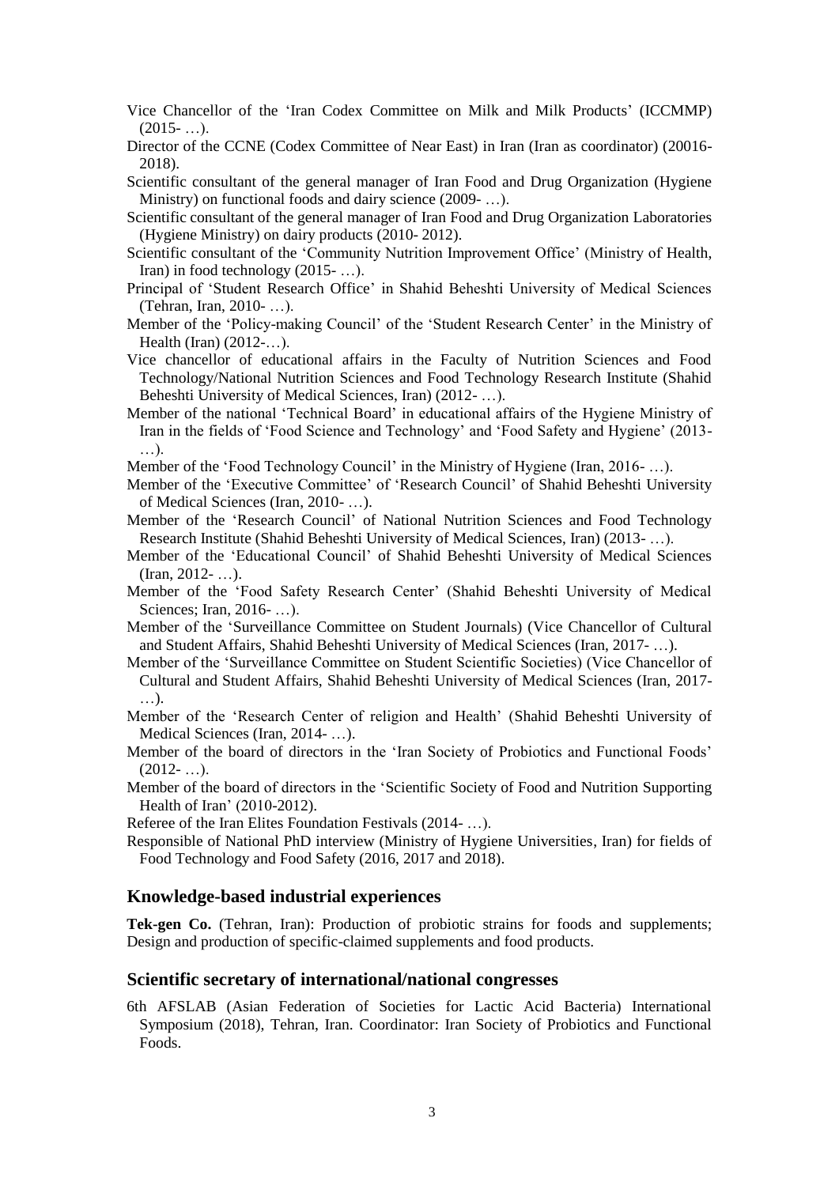Vice Chancellor of the 'Iran Codex Committee on Milk and Milk Products' (ICCMMP) (2015- …).

Director of the CCNE (Codex Committee of Near East) in Iran (Iran as coordinator) (20016- 2018).

Scientific consultant of the general manager of Iran Food and Drug Organization (Hygiene Ministry) on functional foods and dairy science (2009- …).

Scientific consultant of the general manager of Iran Food and Drug Organization Laboratories (Hygiene Ministry) on dairy products (2010- 2012).

Scientific consultant of the 'Community Nutrition Improvement Office' (Ministry of Health, Iran) in food technology (2015- …).

Principal of 'Student Research Office' in Shahid Beheshti University of Medical Sciences (Tehran, Iran, 2010- …).

Member of the 'Policy-making Council' of the 'Student Research Center' in the Ministry of Health (Iran) (2012-…).

Vice chancellor of educational affairs in the Faculty of Nutrition Sciences and Food Technology/National Nutrition Sciences and Food Technology Research Institute (Shahid Beheshti University of Medical Sciences, Iran) (2012- …).

Member of the national 'Technical Board' in educational affairs of the Hygiene Ministry of Iran in the fields of 'Food Science and Technology' and 'Food Safety and Hygiene' (2013- …).

Member of the 'Food Technology Council' in the Ministry of Hygiene (Iran, 2016- …).

Member of the 'Executive Committee' of 'Research Council' of Shahid Beheshti University of Medical Sciences (Iran, 2010- …).

Member of the 'Research Council' of National Nutrition Sciences and Food Technology Research Institute (Shahid Beheshti University of Medical Sciences, Iran) (2013- …).

Member of the 'Educational Council' of Shahid Beheshti University of Medical Sciences (Iran, 2012- …).

Member of the 'Food Safety Research Center' (Shahid Beheshti University of Medical Sciences; Iran, 2016- …).

Member of the 'Surveillance Committee on Student Journals) (Vice Chancellor of Cultural and Student Affairs, Shahid Beheshti University of Medical Sciences (Iran, 2017- …).

Member of the 'Surveillance Committee on Student Scientific Societies) (Vice Chancellor of Cultural and Student Affairs, Shahid Beheshti University of Medical Sciences (Iran, 2017- …).

Member of the 'Research Center of religion and Health' (Shahid Beheshti University of Medical Sciences (Iran, 2014- …).

Member of the board of directors in the 'Iran Society of Probiotics and Functional Foods' (2012- …).

Member of the board of directors in the 'Scientific Society of Food and Nutrition Supporting Health of Iran' (2010-2012).

Referee of the Iran Elites Foundation Festivals (2014- …).

Responsible of National PhD interview (Ministry of Hygiene Universities, Iran) for fields of Food Technology and Food Safety (2016, 2017 and 2018).

## Knowledge-based industrial experiences

**Tek-gen Co.** (Tehran, Iran): Production of probiotic strains for foods and supplements; Design and production of specific-claimed supplements and food products.

## Scientific secretary of international/national congresses

6th AFSLAB (Asian Federation of Societies for Lactic Acid Bacteria) International Symposium (2018), Tehran, Iran. Coordinator: Iran Society of Probiotics and Functional Foods.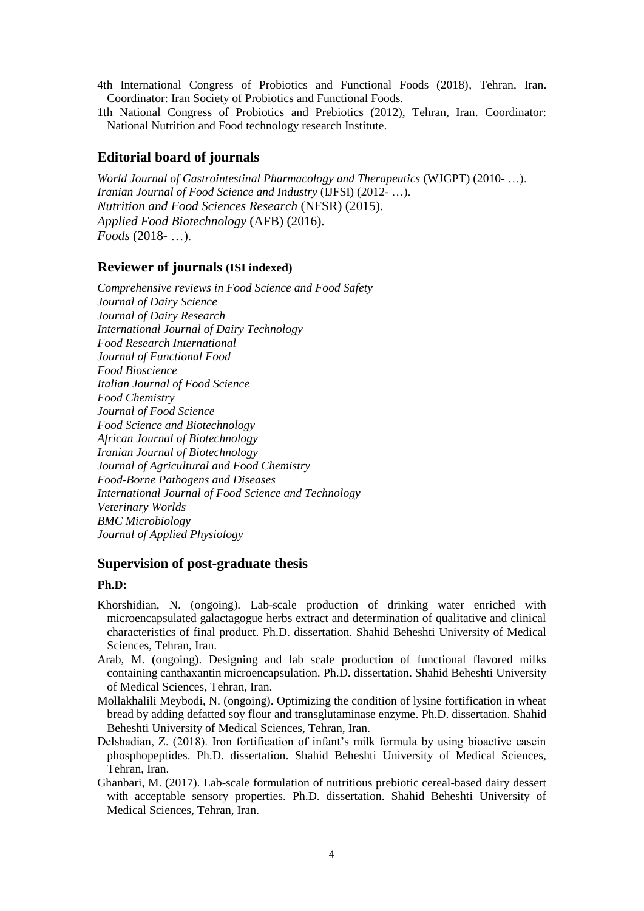4th International Congress of Probiotics and Functional Foods (2018), Tehran, Iran. Coordinator: Iran Society of Probiotics and Functional Foods.

1th National Congress of Probiotics and Prebiotics (2012), Tehran, Iran. Coordinator: National Nutrition and Food technology research Institute.

## Editorial board of journals

*World Journal of Gastrointestinal Pharmacology and Therapeutics* (WJGPT) (2010- …).
*Iranian Journal of Food Science and Industry* (IJFSI) (2012- …).
*Nutrition and Food Sciences Research* (NFSR) (2015).
*Applied Food Biotechnology* (AFB) (2016).
*Foods* (2018- …).

## Reviewer of journals (ISI indexed)

*Comprehensive reviews in Food Science and Food Safety*
*Journal of Dairy Science*
*Journal of Dairy Research*
*International Journal of Dairy Technology*
*Food Research International*
*Journal of Functional Food*
*Food Bioscience*
*Italian Journal of Food Science*
*Food Chemistry*
*Journal of Food Science*
*Food Science and Biotechnology*
*African Journal of Biotechnology*
*Iranian Journal of Biotechnology*
*Journal of Agricultural and Food Chemistry*
*Food-Borne Pathogens and Diseases*
*International Journal of Food Science and Technology*
*Veterinary Worlds*
*BMC Microbiology*
*Journal of Applied Physiology*

## Supervision of post-graduate thesis

**Ph.D:**

Khorshidian, N. (ongoing). Lab-scale production of drinking water enriched with microencapsulated galactagogue herbs extract and determination of qualitative and clinical characteristics of final product. Ph.D. dissertation. Shahid Beheshti University of Medical Sciences, Tehran, Iran.

Arab, M. (ongoing). Designing and lab scale production of functional flavored milks containing canthaxantin microencapsulation. Ph.D. dissertation. Shahid Beheshti University of Medical Sciences, Tehran, Iran.

Mollakhalili Meybodi, N. (ongoing). Optimizing the condition of lysine fortification in wheat bread by adding defatted soy flour and transglutaminase enzyme. Ph.D. dissertation. Shahid Beheshti University of Medical Sciences, Tehran, Iran.

Delshadian, Z. (2018). Iron fortification of infant's milk formula by using bioactive casein phosphopeptides. Ph.D. dissertation. Shahid Beheshti University of Medical Sciences, Tehran, Iran.

Ghanbari, M. (2017). Lab-scale formulation of nutritious prebiotic cereal-based dairy dessert with acceptable sensory properties. Ph.D. dissertation. Shahid Beheshti University of Medical Sciences, Tehran, Iran.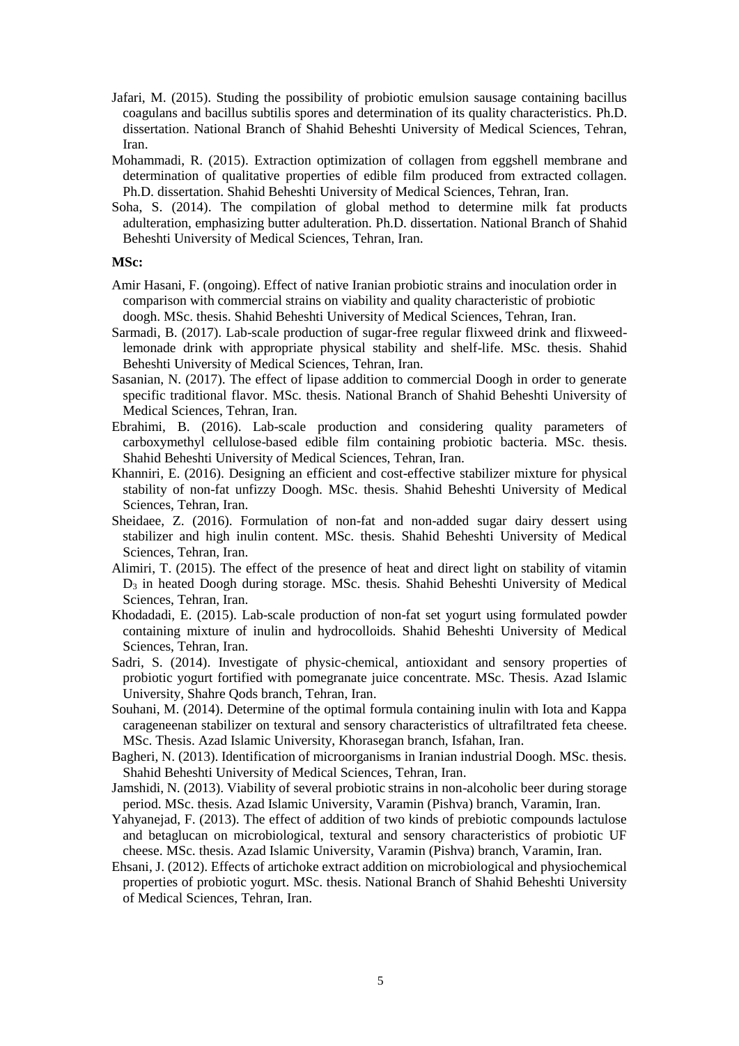Jafari, M. (2015). Studing the possibility of probiotic emulsion sausage containing bacillus coagulans and bacillus subtilis spores and determination of its quality characteristics. Ph.D. dissertation. National Branch of Shahid Beheshti University of Medical Sciences, Tehran, Iran.

Mohammadi, R. (2015). Extraction optimization of collagen from eggshell membrane and determination of qualitative properties of edible film produced from extracted collagen. Ph.D. dissertation. Shahid Beheshti University of Medical Sciences, Tehran, Iran.

Soha, S. (2014). The compilation of global method to determine milk fat products adulteration, emphasizing butter adulteration. Ph.D. dissertation. National Branch of Shahid Beheshti University of Medical Sciences, Tehran, Iran.

**MSc:**

Amir Hasani, F. (ongoing). Effect of native Iranian probiotic strains and inoculation order in comparison with commercial strains on viability and quality characteristic of probiotic doogh. MSc. thesis. Shahid Beheshti University of Medical Sciences, Tehran, Iran.

Sarmadi, B. (2017). Lab-scale production of sugar-free regular flixweed drink and flixweed-lemonade drink with appropriate physical stability and shelf-life. MSc. thesis. Shahid Beheshti University of Medical Sciences, Tehran, Iran.

Sasanian, N. (2017). The effect of lipase addition to commercial Doogh in order to generate specific traditional flavor. MSc. thesis. National Branch of Shahid Beheshti University of Medical Sciences, Tehran, Iran.

Ebrahimi, B. (2016). Lab-scale production and considering quality parameters of carboxymethyl cellulose-based edible film containing probiotic bacteria. MSc. thesis. Shahid Beheshti University of Medical Sciences, Tehran, Iran.

Khanniri, E. (2016). Designing an efficient and cost-effective stabilizer mixture for physical stability of non-fat unfizzy Doogh. MSc. thesis. Shahid Beheshti University of Medical Sciences, Tehran, Iran.

Sheidaee, Z. (2016). Formulation of non-fat and non-added sugar dairy dessert using stabilizer and high inulin content. MSc. thesis. Shahid Beheshti University of Medical Sciences, Tehran, Iran.

Alimiri, T. (2015). The effect of the presence of heat and direct light on stability of vitamin $D_3$ in heated Doogh during storage. MSc. thesis. Shahid Beheshti University of Medical Sciences, Tehran, Iran.

Khodadadi, E. (2015). Lab-scale production of non-fat set yogurt using formulated powder containing mixture of inulin and hydrocolloids. Shahid Beheshti University of Medical Sciences, Tehran, Iran.

Sadri, S. (2014). Investigate of physic-chemical, antioxidant and sensory properties of probiotic yogurt fortified with pomegranate juice concentrate. MSc. Thesis. Azad Islamic University, Shahre Qods branch, Tehran, Iran.

Souhani, M. (2014). Determine of the optimal formula containing inulin with Iota and Kappa carageneenan stabilizer on textural and sensory characteristics of ultrafiltrated feta cheese. MSc. Thesis. Azad Islamic University, Khorasegan branch, Isfahan, Iran.

Bagheri, N. (2013). Identification of microorganisms in Iranian industrial Doogh. MSc. thesis. Shahid Beheshti University of Medical Sciences, Tehran, Iran.

Jamshidi, N. (2013). Viability of several probiotic strains in non-alcoholic beer during storage period. MSc. thesis. Azad Islamic University, Varamin (Pishva) branch, Varamin, Iran.

Yahyanejad, F. (2013). The effect of addition of two kinds of prebiotic compounds lactulose and betaglucan on microbiological, textural and sensory characteristics of probiotic UF cheese. MSc. thesis. Azad Islamic University, Varamin (Pishva) branch, Varamin, Iran.

Ehsani, J. (2012). Effects of artichoke extract addition on microbiological and physiochemical properties of probiotic yogurt. MSc. thesis. National Branch of Shahid Beheshti University of Medical Sciences, Tehran, Iran.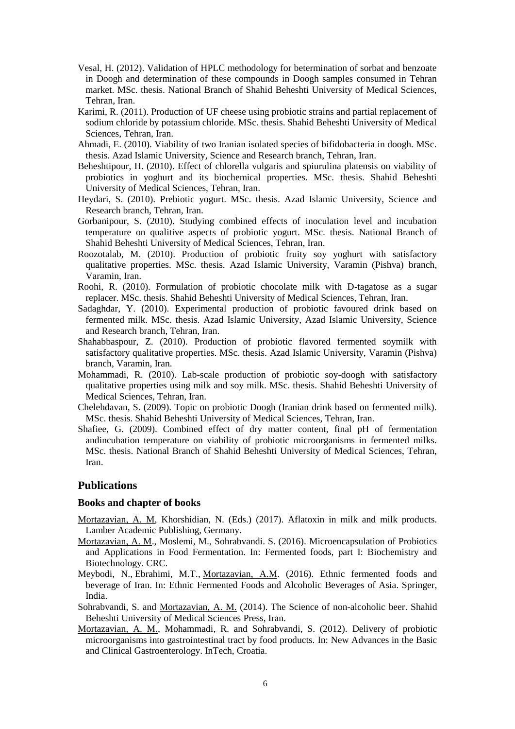Vesal, H. (2012). Validation of HPLC methodology for betermination of sorbat and benzoate in Doogh and determination of these compounds in Doogh samples consumed in Tehran market. MSc. thesis. National Branch of Shahid Beheshti University of Medical Sciences, Tehran, Iran.

Karimi, R. (2011). Production of UF cheese using probiotic strains and partial replacement of sodium chloride by potassium chloride. MSc. thesis. Shahid Beheshti University of Medical Sciences, Tehran, Iran.

Ahmadi, E. (2010). Viability of two Iranian isolated species of bifidobacteria in doogh. MSc. thesis. Azad Islamic University, Science and Research branch, Tehran, Iran.

Beheshtipour, H. (2010). Effect of chlorella vulgaris and spiurulina platensis on viability of probiotics in yoghurt and its biochemical properties. MSc. thesis. Shahid Beheshti University of Medical Sciences, Tehran, Iran.

Heydari, S. (2010). Prebiotic yogurt. MSc. thesis. Azad Islamic University, Science and Research branch, Tehran, Iran.

Gorbanipour, S. (2010). Studying combined effects of inoculation level and incubation temperature on qualitive aspects of probiotic yogurt. MSc. thesis. National Branch of Shahid Beheshti University of Medical Sciences, Tehran, Iran.

Roozotalab, M. (2010). Production of probiotic fruity soy yoghurt with satisfactory qualitative properties. MSc. thesis. Azad Islamic University, Varamin (Pishva) branch, Varamin, Iran.

Roohi, R. (2010). Formulation of probiotic chocolate milk with D-tagatose as a sugar replacer. MSc. thesis. Shahid Beheshti University of Medical Sciences, Tehran, Iran.

Sadaghdar, Y. (2010). Experimental production of probiotic favoured drink based on fermented milk. MSc. thesis. Azad Islamic University, Azad Islamic University, Science and Research branch, Tehran, Iran.

Shahabbaspour, Z. (2010). Production of probiotic flavored fermented soymilk with satisfactory qualitative properties. MSc. thesis. Azad Islamic University, Varamin (Pishva) branch, Varamin, Iran.

Mohammadi, R. (2010). Lab-scale production of probiotic soy-doogh with satisfactory qualitative properties using milk and soy milk. MSc. thesis. Shahid Beheshti University of Medical Sciences, Tehran, Iran.

Chelehdavan, S. (2009). Topic on probiotic Doogh (Iranian drink based on fermented milk). MSc. thesis. Shahid Beheshti University of Medical Sciences, Tehran, Iran.

Shafiee, G. (2009). Combined effect of dry matter content, final pH of fermentation andincubation temperature on viability of probiotic microorganisms in fermented milks. MSc. thesis. National Branch of Shahid Beheshti University of Medical Sciences, Tehran, Iran.

## Publications

### Books and chapter of books

Mortazavian, A. M, Khorshidian, N. (Eds.) (2017). Aflatoxin in milk and milk products. Lamber Academic Publishing, Germany.

Mortazavian, A. M., Moslemi, M., Sohrabvandi. S. (2016). Microencapsulation of Probiotics and Applications in Food Fermentation. In: Fermented foods, part I: Biochemistry and Biotechnology. CRC.

Meybodi, N., Ebrahimi, M.T., Mortazavian, A.M. (2016). Ethnic fermented foods and beverage of Iran. In: Ethnic Fermented Foods and Alcoholic Beverages of Asia. Springer, India.

Sohrabvandi, S. and Mortazavian, A. M. (2014). The Science of non-alcoholic beer. Shahid Beheshti University of Medical Sciences Press, Iran.

Mortazavian, A. M., Mohammadi, R. and Sohrabvandi, S. (2012). Delivery of probiotic microorganisms into gastrointestinal tract by food products. In: New Advances in the Basic and Clinical Gastroenterology. InTech, Croatia.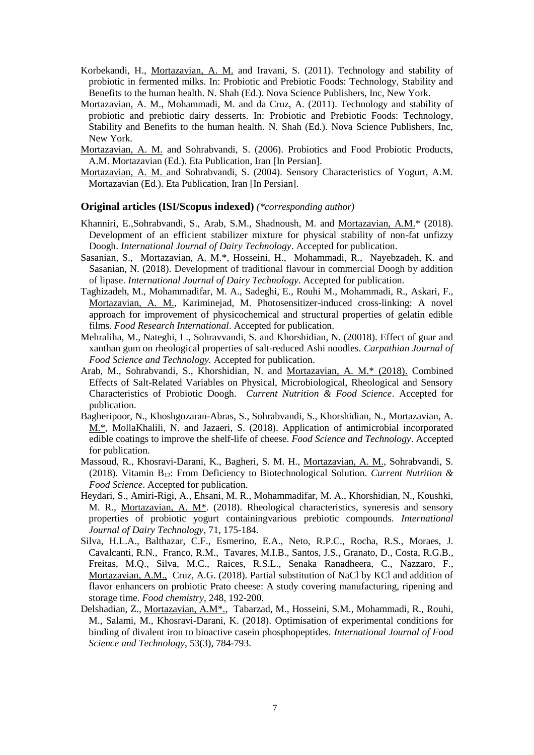Korbekandi, H., Mortazavian, A. M. and Iravani, S. (2011). Technology and stability of probiotic in fermented milks. In: Probiotic and Prebiotic Foods: Technology, Stability and Benefits to the human health. N. Shah (Ed.). Nova Science Publishers, Inc, New York.

Mortazavian, A. M., Mohammadi, M. and da Cruz, A. (2011). Technology and stability of probiotic and prebiotic dairy desserts. In: Probiotic and Prebiotic Foods: Technology, Stability and Benefits to the human health. N. Shah (Ed.). Nova Science Publishers, Inc, New York.

Mortazavian, A. M. and Sohrabvandi, S. (2006). Probiotics and Food Probiotic Products, A.M. Mortazavian (Ed.). Eta Publication, Iran [In Persian].

Mortazavian, A. M. and Sohrabvandi, S. (2004). Sensory Characteristics of Yogurt, A.M. Mortazavian (Ed.). Eta Publication, Iran [In Persian].

### Original articles (ISI/Scopus indexed) *(\*corresponding author)*

Khanniri, E.,Sohrabvandi, S., Arab, S.M., Shadnoush, M. and Mortazavian, A.M.* (2018). Development of an efficient stabilizer mixture for physical stability of non-fat unfizzy Doogh. *International Journal of Dairy Technology*. Accepted for publication.

Sasanian, S., Mortazavian, A. M.*, Hosseini, H., Mohammadi, R., Nayebzadeh, K. and Sasanian, N. (2018). Development of traditional flavour in commercial Doogh by addition of lipase. *International Journal of Dairy Technology*. Accepted for publication.

Taghizadeh, M., Mohammadifar, M. A., Sadeghi, E., Rouhi M., Mohammadi, R., Askari, F., Mortazavian, A. M., Kariminejad, M. Photosensitizer-induced cross-linking: A novel approach for improvement of physicochemical and structural properties of gelatin edible films. *Food Research International*. Accepted for publication.

Mehraliha, M., Nateghi, L., Sohravvandi, S. and Khorshidian, N. (20018). Effect of guar and xanthan gum on rheological properties of salt-reduced Ashi noodles. *Carpathian Journal of Food Science and Technology.* Accepted for publication.

Arab, M., Sohrabvandi, S., Khorshidian, N. and Mortazavian, A. M.* (2018). Combined Effects of Salt-Related Variables on Physical, Microbiological, Rheological and Sensory Characteristics of Probiotic Doogh. *Current Nutrition & Food Science*. Accepted for publication.

Bagheripoor, N., Khoshgozaran-Abras, S., Sohrabvandi, S., Khorshidian, N., Mortazavian, A. M.*, MollaKhalili, N. and Jazaeri, S. (2018). Application of antimicrobial incorporated edible coatings to improve the shelf-life of cheese. *Food Science and Technology*. Accepted for publication.

Massoud, R., Khosravi-Darani, K., Bagheri, S. M. H., Mortazavian, A. M., Sohrabvandi, S. (2018). Vitamin $B_{12}$: From Deficiency to Biotechnological Solution. *Current Nutrition & Food Science*. Accepted for publication.

Heydari, S., Amiri-Rigi, A., Ehsani, M. R., Mohammadifar, M. A., Khorshidian, N., Koushki, M. R., Mortazavian, A. M*. (2018). Rheological characteristics, syneresis and sensory properties of probiotic yogurt containingvarious prebiotic compounds. *International Journal of Dairy Technology*, 71, 175-184.

Silva, H.L.A., Balthazar, C.F., Esmerino, E.A., Neto, R.P.C., Rocha, R.S., Moraes, J. Cavalcanti, R.N., Franco, R.M., Tavares, M.I.B., Santos, J.S., Granato, D., Costa, R.G.B., Freitas, M.Q., Silva, M.C., Raices, R.S.L., Senaka Ranadheera, C., Nazzaro, F., Mortazavian, A.M., Cruz, A.G. (2018). Partial substitution of NaCl by KCl and addition of flavor enhancers on probiotic Prato cheese: A study covering manufacturing, ripening and storage time. *Food chemistry*, 248, 192-200.

Delshadian, Z., Mortazavian, A.M*., Tabarzad, M., Hosseini, S.M., Mohammadi, R., Rouhi, M., Salami, M., Khosravi-Darani, K. (2018). Optimisation of experimental conditions for binding of divalent iron to bioactive casein phosphopeptides. *International Journal of Food Science and Technology*, 53(3), 784-793.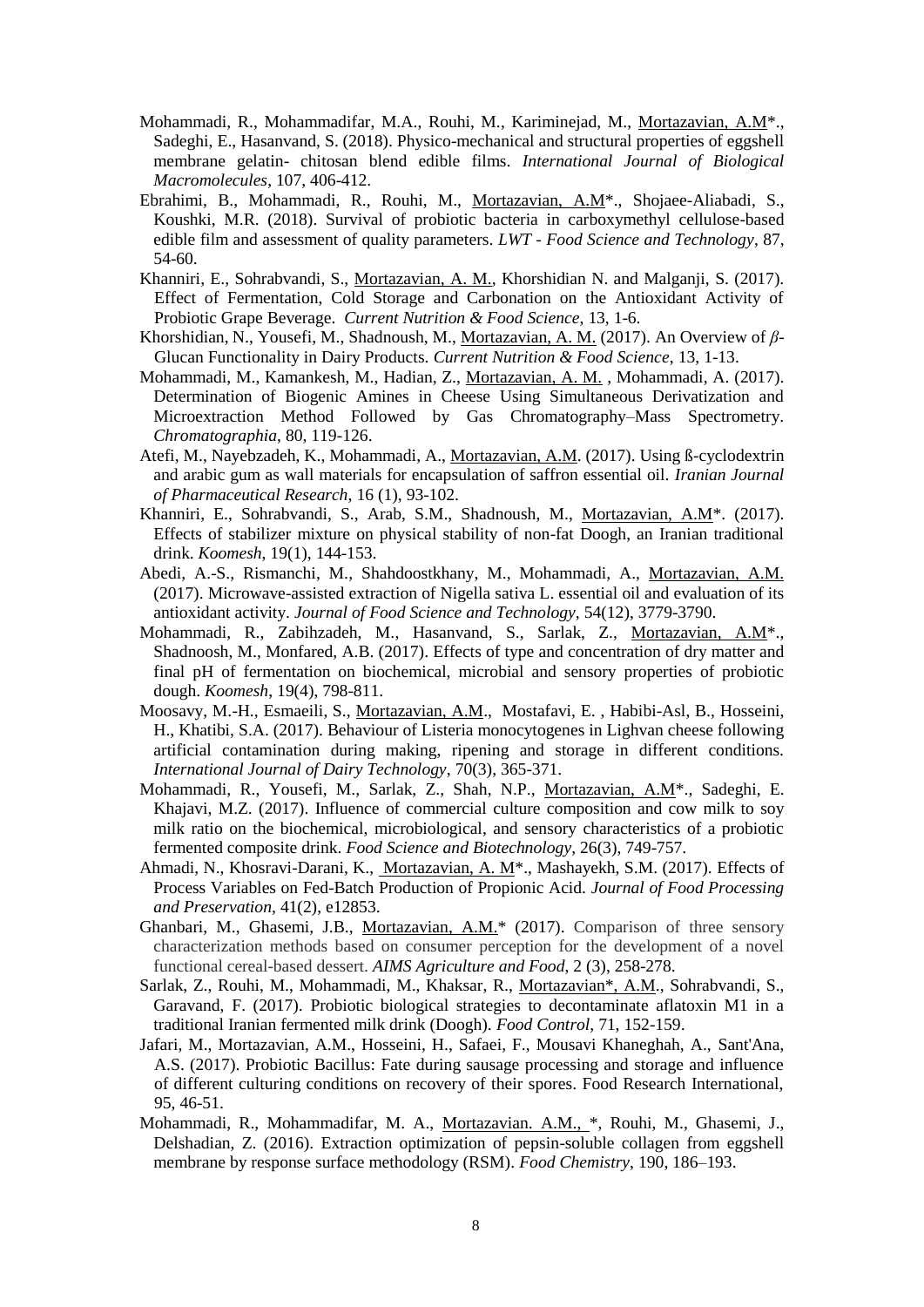- Mohammadi, R., Mohammadifar, M.A., Rouhi, M., Kariminejad, M., Mortazavian, A.M*., Sadeghi, E., Hasanvand, S. (2018). Physico-mechanical and structural properties of eggshell membrane gelatin- chitosan blend edible films. *International Journal of Biological Macromolecules*, 107, 406-412.
- Ebrahimi, B., Mohammadi, R., Rouhi, M., Mortazavian, A.M*., Shojaee-Aliabadi, S., Koushki, M.R. (2018). Survival of probiotic bacteria in carboxymethyl cellulose-based edible film and assessment of quality parameters. *LWT - Food Science and Technology*, 87, 54-60.
- Khanniri, E., Sohrabvandi, S., Mortazavian, A. M., Khorshidian N. and Malganji, S. (2017). Effect of Fermentation, Cold Storage and Carbonation on the Antioxidant Activity of Probiotic Grape Beverage. *Current Nutrition & Food Science*, 13, 1-6.
- Khorshidian, N., Yousefi, M., Shadnoush, M., Mortazavian, A. M. (2017). An Overview of *β*-Glucan Functionality in Dairy Products. *Current Nutrition & Food Science*, 13, 1-13.
- Mohammadi, M., Kamankesh, M., Hadian, Z., Mortazavian, A. M. , Mohammadi, A. (2017). Determination of Biogenic Amines in Cheese Using Simultaneous Derivatization and Microextraction Method Followed by Gas Chromatography–Mass Spectrometry. *Chromatographia*, 80, 119-126.
- Atefi, M., Nayebzadeh, K., Mohammadi, A., Mortazavian, A.M. (2017). Using ß-cyclodextrin and arabic gum as wall materials for encapsulation of saffron essential oil. *Iranian Journal of Pharmaceutical Research*, 16 (1), 93-102.
- Khanniri, E., Sohrabvandi, S., Arab, S.M., Shadnoush, M., Mortazavian, A.M*. (2017). Effects of stabilizer mixture on physical stability of non-fat Doogh, an Iranian traditional drink. *Koomesh*, 19(1), 144-153.
- Abedi, A.-S., Rismanchi, M., Shahdoostkhany, M., Mohammadi, A., Mortazavian, A.M. (2017). Microwave-assisted extraction of Nigella sativa L. essential oil and evaluation of its antioxidant activity. *Journal of Food Science and Technology*, 54(12), 3779-3790.
- Mohammadi, R., Zabihzadeh, M., Hasanvand, S., Sarlak, Z., Mortazavian, A.M*., Shadnoosh, M., Monfared, A.B. (2017). Effects of type and concentration of dry matter and final pH of fermentation on biochemical, microbial and sensory properties of probiotic dough. *Koomesh*, 19(4), 798-811.
- Moosavy, M.-H., Esmaeili, S., Mortazavian, A.M., Mostafavi, E. , Habibi-Asl, B., Hosseini, H., Khatibi, S.A. (2017). Behaviour of Listeria monocytogenes in Lighvan cheese following artificial contamination during making, ripening and storage in different conditions. *International Journal of Dairy Technology*, 70(3), 365-371.
- Mohammadi, R., Yousefi, M., Sarlak, Z., Shah, N.P., Mortazavian, A.M*., Sadeghi, E. Khajavi, M.Z. (2017). Influence of commercial culture composition and cow milk to soy milk ratio on the biochemical, microbiological, and sensory characteristics of a probiotic fermented composite drink. *Food Science and Biotechnology*, 26(3), 749-757.
- Ahmadi, N., Khosravi-Darani, K., Mortazavian, A. M*., Mashayekh, S.M. (2017). Effects of Process Variables on Fed-Batch Production of Propionic Acid. *Journal of Food Processing and Preservation*, 41(2), e12853.
- Ghanbari, M., Ghasemi, J.B., Mortazavian, A.M.* (2017). Comparison of three sensory characterization methods based on consumer perception for the development of a novel functional cereal-based dessert. *AIMS Agriculture and Food*, 2 (3), 258-278.
- Sarlak, Z., Rouhi, M., Mohammadi, M., Khaksar, R., Mortazavian*, A.M., Sohrabvandi, S., Garavand, F. (2017). Probiotic biological strategies to decontaminate aflatoxin M1 in a traditional Iranian fermented milk drink (Doogh). *Food Control*, 71, 152-159.
- Jafari, M., Mortazavian, A.M., Hosseini, H., Safaei, F., Mousavi Khaneghah, A., Sant'Ana, A.S. (2017). Probiotic Bacillus: Fate during sausage processing and storage and influence of different culturing conditions on recovery of their spores. Food Research International, 95, 46-51.
- Mohammadi, R., Mohammadifar, M. A., Mortazavian. A.M., *, Rouhi, M., Ghasemi, J., Delshadian, Z. (2016). Extraction optimization of pepsin-soluble collagen from eggshell membrane by response surface methodology (RSM). *Food Chemistry*, 190, 186–193.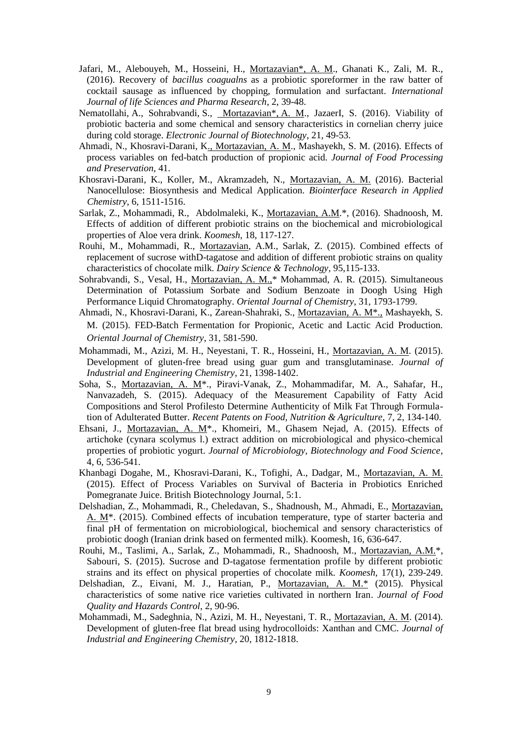Jafari, M., Alebouyeh, M., Hosseini, H., Mortazavian*, A. M., Ghanati K., Zali, M. R., (2016). Recovery of *bacillus coagualns* as a probiotic sporeformer in the raw batter of cocktail sausage as influenced by chopping, formulation and surfactant. *International Journal of life Sciences and Pharma Research*, 2, 39-48.

Nematollahi, A., Sohrabvandi, S., Mortazavian*, A. M., JazaerI, S. (2016). Viability of probiotic bacteria and some chemical and sensory characteristics in cornelian cherry juice during cold storage. *Electronic Journal of Biotechnology*, 21, 49-53.

Ahmadi, N., Khosravi-Darani, K., Mortazavian, A. M., Mashayekh, S. M. (2016). Effects of process variables on fed-batch production of propionic acid. *Journal of Food Processing and Preservation*, 41.

Khosravi-Darani, K., Koller, M., Akramzadeh, N., Mortazavian, A. M. (2016). Bacterial Nanocellulose: Biosynthesis and Medical Application. *Biointerface Research in Applied Chemistry*, 6, 1511-1516.

Sarlak, Z., Mohammadi, R., Abdolmaleki, K., Mortazavian, A.M.*, (2016). Shadnoosh, M. Effects of addition of different probiotic strains on the biochemical and microbiological properties of Aloe vera drink. *Koomesh*, 18, 117-127.

Rouhi, M., Mohammadi, R., Mortazavian, A.M., Sarlak, Z. (2015). Combined effects of replacement of sucrose withD-tagatose and addition of different probiotic strains on quality characteristics of chocolate milk. *Dairy Science & Technology*, 95,115-133.

Sohrabvandi, S., Vesal, H., Mortazavian, A. M.,* Mohammad, A. R. (2015). Simultaneous Determination of Potassium Sorbate and Sodium Benzoate in Doogh Using High Performance Liquid Chromatography. *Oriental Journal of Chemistry*, 31, 1793-1799.

Ahmadi, N., Khosravi-Darani, K., Zarean-Shahraki, S., Mortazavian, A. M*., Mashayekh, S. M. (2015). FED-Batch Fermentation for Propionic, Acetic and Lactic Acid Production. *Oriental Journal of Chemistry*, 31, 581-590.

Mohammadi, M., Azizi, M. H., Neyestani, T. R., Hosseini, H., Mortazavian, A. M. (2015). Development of gluten-free bread using guar gum and transglutaminase. *Journal of Industrial and Engineering Chemistry*, 21, 1398-1402.

Soha, S., Mortazavian, A. M*., Piravi-Vanak, Z., Mohammadifar, M. A., Sahafar, H., Nanvazadeh, S. (2015). Adequacy of the Measurement Capability of Fatty Acid Compositions and Sterol Profilesto Determine Authenticity of Milk Fat Through Formulation of Adulterated Butter. *Recent Patents on Food, Nutrition & Agriculture*, 7, 2, 134-140.

Ehsani, J., Mortazavian, A. M*., Khomeiri, M., Ghasem Nejad, A. (2015). Effects of artichoke (cynara scolymus l.) extract addition on microbiological and physico-chemical properties of probiotic yogurt. *Journal of Microbiology, Biotechnology and Food Science*, 4, 6, 536-541.

Khanbagi Dogahe, M., Khosravi-Darani, K., Tofighi, A., Dadgar, M., Mortazavian, A. M. (2015). Effect of Process Variables on Survival of Bacteria in Probiotics Enriched Pomegranate Juice. British Biotechnology Journal, 5:1.

Delshadian, Z., Mohammadi, R., Cheledavan, S., Shadnoush, M., Ahmadi, E., Mortazavian, A. M*. (2015). Combined effects of incubation temperature, type of starter bacteria and final pH of fermentation on microbiological, biochemical and sensory characteristics of probiotic doogh (Iranian drink based on fermented milk). Koomesh, 16, 636-647.

Rouhi, M., Taslimi, A., Sarlak, Z., Mohammadi, R., Shadnoosh, M., Mortazavian, A.M.*, Sabouri, S. (2015). Sucrose and D-tagatose fermentation profile by different probiotic strains and its effect on physical properties of chocolate milk. *Koomesh*, 17(1), 239-249.

Delshadian, Z., Eivani, M. J., Haratian, P., Mortazavian, A. M.* (2015). Physical characteristics of some native rice varieties cultivated in northern Iran. *Journal of Food Quality and Hazards Control*, 2, 90-96.

Mohammadi, M., Sadeghnia, N., Azizi, M. H., Neyestani, T. R., Mortazavian, A. M. (2014). Development of gluten-free flat bread using hydrocolloids: Xanthan and CMC. *Journal of Industrial and Engineering Chemistry*, 20, 1812-1818.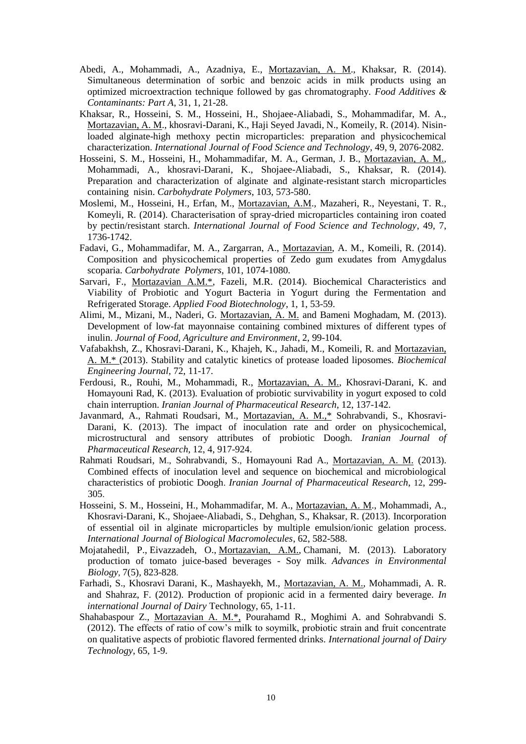- Abedi, A., Mohammadi, A., Azadniya, E., Mortazavian, A. M., Khaksar, R. (2014). Simultaneous determination of sorbic and benzoic acids in milk products using an optimized microextraction technique followed by gas chromatography. *Food Additives & Contaminants: Part A*, 31, 1, 21-28.
- Khaksar, R., Hosseini, S. M., Hosseini, H., Shojaee-Aliabadi, S., Mohammadifar, M. A., Mortazavian, A. M., khosravi-Darani, K., Haji Seyed Javadi, N., Komeily, R. (2014). Nisin-loaded alginate-high methoxy pectin microparticles: preparation and physicochemical characterization. *International Journal of Food Science and Technology*, 49, 9, 2076-2082.
- Hosseini, S. M., Hosseini, H., Mohammadifar, M. A., German, J. B., Mortazavian, A. M., Mohammadi, A., khosravi-Darani, K., Shojaee-Aliabadi, S., Khaksar, R. (2014). Preparation and characterization of alginate and alginate-resistant starch microparticles containing nisin. *Carbohydrate Polymers*, 103, 573-580.
- Moslemi, M., Hosseini, H., Erfan, M., Mortazavian, A.M., Mazaheri, R., Neyestani, T. R., Komeyli, R. (2014). Characterisation of spray-dried microparticles containing iron coated by pectin/resistant starch. *International Journal of Food Science and Technology*, 49, 7, 1736-1742.
- Fadavi, G., Mohammadifar, M. A., Zargarran, A., Mortazavian, A. M., Komeili, R. (2014). Composition and physicochemical properties of Zedo gum exudates from Amygdalus scoparia. *Carbohydrate Polymers*, 101, 1074-1080.
- Sarvari, F., Mortazavian A.M.*, Fazeli, M.R. (2014). Biochemical Characteristics and Viability of Probiotic and Yogurt Bacteria in Yogurt during the Fermentation and Refrigerated Storage. *Applied Food Biotechnology*, 1, 1, 53-59.
- Alimi, M., Mizani, M., Naderi, G. Mortazavian, A. M. and Bameni Moghadam, M. (2013). Development of low-fat mayonnaise containing combined mixtures of different types of inulin. *Journal of Food, Agriculture and Environment*, 2, 99-104.
- Vafabakhsh, Z., Khosravi-Darani, K., Khajeh, K., Jahadi, M., Komeili, R. and Mortazavian, A. M.* (2013). Stability and catalytic kinetics of protease loaded liposomes. *Biochemical Engineering Journal*, 72, 11-17.
- Ferdousi, R., Rouhi, M., Mohammadi, R., Mortazavian, A. M., Khosravi-Darani, K. and Homayouni Rad, K. (2013). Evaluation of probiotic survivability in yogurt exposed to cold chain interruption. *Iranian Journal of Pharmaceutical Research*, 12, 137-142.
- Javanmard, A., Rahmati Roudsari, M., Mortazavian, A. M.,* Sohrabvandi, S., Khosravi-Darani, K. (2013). The impact of inoculation rate and order on physicochemical, microstructural and sensory attributes of probiotic Doogh. *Iranian Journal of Pharmaceutical Research*, 12, 4, 917-924.
- Rahmati Roudsari, M., Sohrabvandi, S., Homayouni Rad A., Mortazavian, A. M. (2013). Combined effects of inoculation level and sequence on biochemical and microbiological characteristics of probiotic Doogh. *Iranian Journal of Pharmaceutical Research*, 12, 299-305.
- Hosseini, S. M., Hosseini, H., Mohammadifar, M. A., Mortazavian, A. M., Mohammadi, A., Khosravi-Darani, K., Shojaee-Aliabadi, S., Dehghan, S., Khaksar, R. (2013). Incorporation of essential oil in alginate microparticles by multiple emulsion/ionic gelation process. *International Journal of Biological Macromolecules*, 62, 582-588.
- Mojatahedil, P., Eivazzadeh, O., Mortazavian, A.M., Chamani, M. (2013). Laboratory production of tomato juice-based beverages - Soy milk. *Advances in Environmental Biology*, 7(5), 823-828.
- Farhadi, S., Khosravi Darani, K., Mashayekh, M., Mortazavian, A. M., Mohammadi, A. R. and Shahraz, F. (2012). Production of propionic acid in a fermented dairy beverage. *In international Journal of Dairy* Technology, 65, 1-11.
- Shahabaspour Z., Mortazavian A. M.*, Pourahamd R., Moghimi A. and Sohrabvandi S. (2012). The effects of ratio of cow's milk to soymilk, probiotic strain and fruit concentrate on qualitative aspects of probiotic flavored fermented drinks. *International journal of Dairy Technology*, 65, 1-9.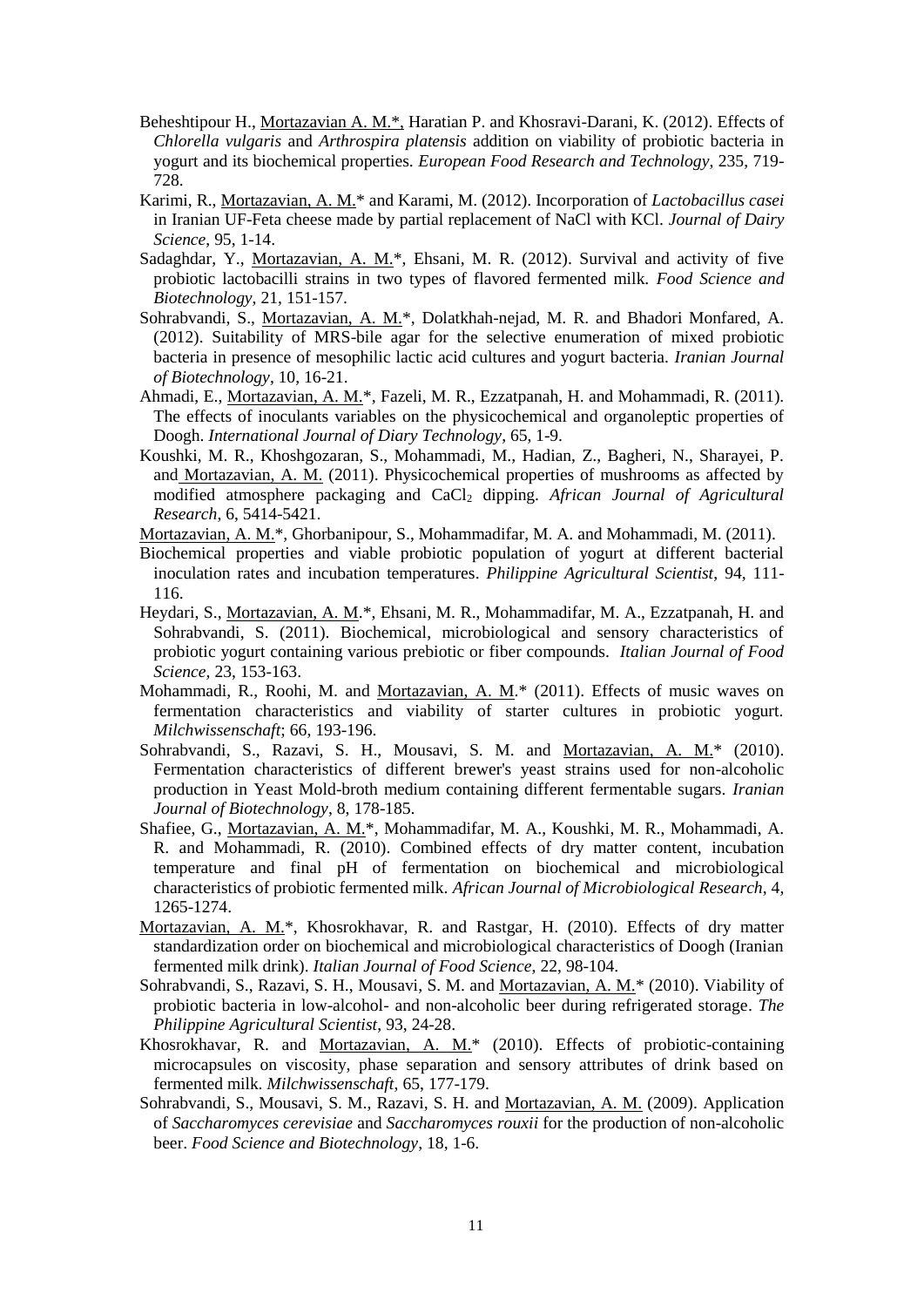- Beheshtipour H., <u>Mortazavian A. M.*</u>, Haratian P. and Khosravi-Darani, K. (2012). Effects of *Chlorella vulgaris* and *Arthrospira platensis* addition on viability of probiotic bacteria in yogurt and its biochemical properties. *European Food Research and Technology*, 235, 719-728.
- Karimi, R., <u>Mortazavian, A. M.</u>* and Karami, M. (2012). Incorporation of *Lactobacillus casei* in Iranian UF-Feta cheese made by partial replacement of NaCl with KCl. *Journal of Dairy Science*, 95, 1-14.
- Sadaghdar, Y., <u>Mortazavian, A. M.</u>*, Ehsani, M. R. (2012). Survival and activity of five probiotic lactobacilli strains in two types of flavored fermented milk. *Food Science and Biotechnology*, 21, 151-157.
- Sohrabvandi, S., <u>Mortazavian, A. M.</u>*, Dolatkhah-nejad, M. R. and Bhadori Monfared, A. (2012). Suitability of MRS-bile agar for the selective enumeration of mixed probiotic bacteria in presence of mesophilic lactic acid cultures and yogurt bacteria. *Iranian Journal of Biotechnology*, 10, 16-21.
- Ahmadi, E., <u>Mortazavian, A. M.</u>*, Fazeli, M. R., Ezzatpanah, H. and Mohammadi, R. (2011). The effects of inoculants variables on the physicochemical and organoleptic properties of Doogh. *International Journal of Diary Technology*, 65, 1-9.
- Koushki, M. R., Khoshgozaran, S., Mohammadi, M., Hadian, Z., Bagheri, N., Sharayei, P. and <u>Mortazavian, A. M.</u> (2011). Physicochemical properties of mushrooms as affected by modified atmosphere packaging and $CaCl_2$ dipping. *African Journal of Agricultural Research*, 6, 5414-5421.
- <u>Mortazavian, A. M.</u>*, Ghorbanipour, S., Mohammadifar, M. A. and Mohammadi, M. (2011). Biochemical properties and viable probiotic population of yogurt at different bacterial inoculation rates and incubation temperatures. *Philippine Agricultural Scientist*, 94, 111-116.
- Heydari, S., <u>Mortazavian, A. M</u>.*, Ehsani, M. R., Mohammadifar, M. A., Ezzatpanah, H. and Sohrabvandi, S. (2011). Biochemical, microbiological and sensory characteristics of probiotic yogurt containing various prebiotic or fiber compounds. *Italian Journal of Food Science*, 23, 153-163.
- Mohammadi, R., Roohi, M. and <u>Mortazavian, A. M</u>.* (2011). Effects of music waves on fermentation characteristics and viability of starter cultures in probiotic yogurt. *Milchwissenschaft*; 66, 193-196.
- Sohrabvandi, S., Razavi, S. H., Mousavi, S. M. and <u>Mortazavian, A. M.</u>* (2010). Fermentation characteristics of different brewer's yeast strains used for non-alcoholic production in Yeast Mold-broth medium containing different fermentable sugars. *Iranian Journal of Biotechnology*, 8, 178-185.
- Shafiee, G., <u>Mortazavian, A. M.</u>*, Mohammadifar, M. A., Koushki, M. R., Mohammadi, A. R. and Mohammadi, R. (2010). Combined effects of dry matter content, incubation temperature and final pH of fermentation on biochemical and microbiological characteristics of probiotic fermented milk. *African Journal of Microbiological Research*, 4, 1265-1274.
- <u>Mortazavian, A. M.</u>*, Khosrokhavar, R. and Rastgar, H. (2010). Effects of dry matter standardization order on biochemical and microbiological characteristics of Doogh (Iranian fermented milk drink). *Italian Journal of Food Science*, 22, 98-104.
- Sohrabvandi, S., Razavi, S. H., Mousavi, S. M. and <u>Mortazavian, A. M.</u>* (2010). Viability of probiotic bacteria in low-alcohol- and non-alcoholic beer during refrigerated storage. *The Philippine Agricultural Scientist*, 93, 24-28.
- Khosrokhavar, R. and <u>Mortazavian, A. M.</u>* (2010). Effects of probiotic-containing microcapsules on viscosity, phase separation and sensory attributes of drink based on fermented milk. *Milchwissenschaft*, 65, 177-179.
- Sohrabvandi, S., Mousavi, S. M., Razavi, S. H. and <u>Mortazavian, A. M.</u> (2009). Application of *Saccharomyces cerevisiae* and *Saccharomyces rouxii* for the production of non-alcoholic beer. *Food Science and Biotechnology*, 18, 1-6.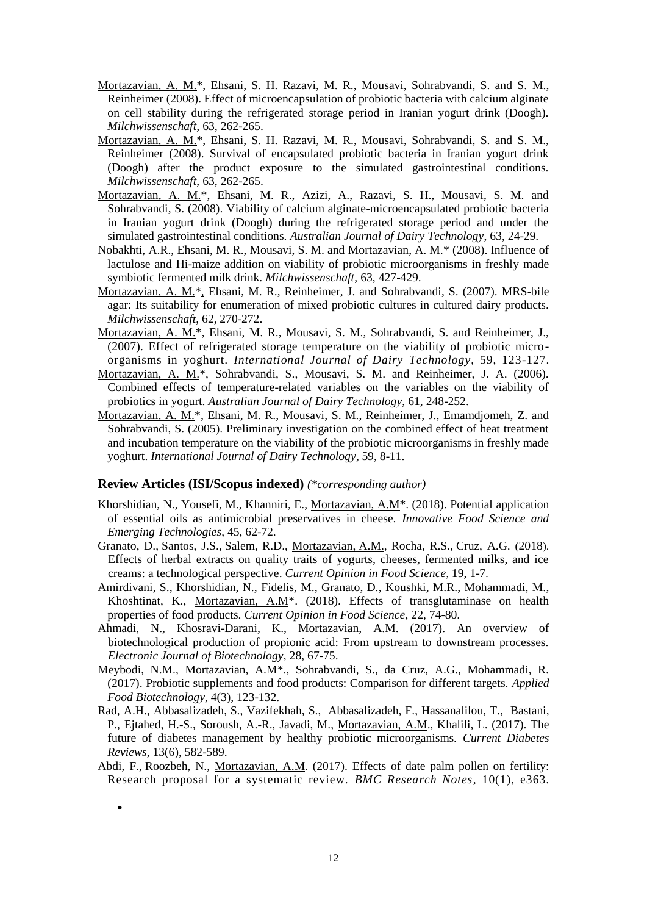- Mortazavian, A. M.*, Ehsani, S. H. Razavi, M. R., Mousavi, Sohrabvandi, S. and S. M., Reinheimer (2008). Effect of microencapsulation of probiotic bacteria with calcium alginate on cell stability during the refrigerated storage period in Iranian yogurt drink (Doogh). *Milchwissenschaft*, 63, 262-265.
- Mortazavian, A. M.*, Ehsani, S. H. Razavi, M. R., Mousavi, Sohrabvandi, S. and S. M., Reinheimer (2008). Survival of encapsulated probiotic bacteria in Iranian yogurt drink (Doogh) after the product exposure to the simulated gastrointestinal conditions. *Milchwissenschaft*, 63, 262-265.
- Mortazavian, A. M.*, Ehsani, M. R., Azizi, A., Razavi, S. H., Mousavi, S. M. and Sohrabvandi, S. (2008). Viability of calcium alginate-microencapsulated probiotic bacteria in Iranian yogurt drink (Doogh) during the refrigerated storage period and under the simulated gastrointestinal conditions. *Australian Journal of Dairy Technology*, 63, 24-29.
- Nobakhti, A.R., Ehsani, M. R., Mousavi, S. M. and Mortazavian, A. M.* (2008). Influence of lactulose and Hi-maize addition on viability of probiotic microorganisms in freshly made symbiotic fermented milk drink. *Milchwissenschaft*, 63, 427-429.
- Mortazavian, A. M.*, Ehsani, M. R., Reinheimer, J. and Sohrabvandi, S. (2007). MRS-bile agar: Its suitability for enumeration of mixed probiotic cultures in cultured dairy products. *Milchwissenschaft*, 62, 270-272.
- Mortazavian, A. M.*, Ehsani, M. R., Mousavi, S. M., Sohrabvandi, S. and Reinheimer, J., (2007). Effect of refrigerated storage temperature on the viability of probiotic micro-organisms in yoghurt. *International Journal of Dairy Technology*, 59, 123-127.
- Mortazavian, A. M.*, Sohrabvandi, S., Mousavi, S. M. and Reinheimer, J. A. (2006). Combined effects of temperature-related variables on the variables on the viability of probiotics in yogurt. *Australian Journal of Dairy Technology*, 61, 248-252.
- Mortazavian, A. M.*, Ehsani, M. R., Mousavi, S. M., Reinheimer, J., Emamdjomeh, Z. and Sohrabvandi, S. (2005). Preliminary investigation on the combined effect of heat treatment and incubation temperature on the viability of the probiotic microorganisms in freshly made yoghurt. *International Journal of Dairy Technology*, 59, 8-11.

## Review Articles (ISI/Scopus indexed) *(*corresponding author)*

- Khorshidian, N., Yousefi, M., Khanniri, E., Mortazavian, A.M*. (2018). Potential application of essential oils as antimicrobial preservatives in cheese. *Innovative Food Science and Emerging Technologies*, 45, 62-72.
- Granato, D., Santos, J.S., Salem, R.D., Mortazavian, A.M., Rocha, R.S., Cruz, A.G. (2018). Effects of herbal extracts on quality traits of yogurts, cheeses, fermented milks, and ice creams: a technological perspective. *Current Opinion in Food Science*, 19, 1-7.
- Amirdivani, S., Khorshidian, N., Fidelis, M., Granato, D., Koushki, M.R., Mohammadi, M., Khoshtinat, K., Mortazavian, A.M*. (2018). Effects of transglutaminase on health properties of food products. *Current Opinion in Food Science*, 22, 74-80.
- Ahmadi, N., Khosravi-Darani, K., Mortazavian, A.M. (2017). An overview of biotechnological production of propionic acid: From upstream to downstream processes. *Electronic Journal of Biotechnology*, 28, 67-75.
- Meybodi, N.M., Mortazavian, A.M*., Sohrabvandi, S., da Cruz, A.G., Mohammadi, R. (2017). Probiotic supplements and food products: Comparison for different targets. *Applied Food Biotechnology*, 4(3), 123-132.
- Rad, A.H., Abbasalizadeh, S., Vazifekhah, S., Abbasalizadeh, F., Hassanalilou, T., Bastani, P., Ejtahed, H.-S., Soroush, A.-R., Javadi, M., Mortazavian, A.M., Khalili, L. (2017). The future of diabetes management by healthy probiotic microorganisms. *Current Diabetes Reviews*, 13(6), 582-589.
- Abdi, F., Roozbeh, N., Mortazavian, A.M. (2017). Effects of date palm pollen on fertility: Research proposal for a systematic review. *BMC Research Notes*, 10(1), e363.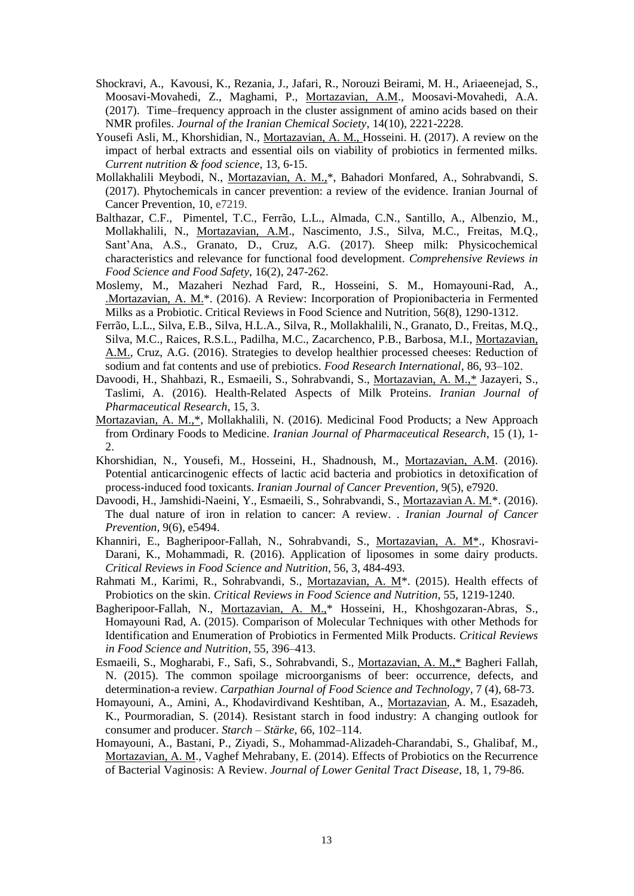Shockravi, A., Kavousi, K., Rezania, J., Jafari, R., Norouzi Beirami, M. H., Ariaeenejad, S., Moosavi-Movahedi, Z., Maghami, P., Mortazavian, A.M., Moosavi-Movahedi, A.A. (2017). Time–frequency approach in the cluster assignment of amino acids based on their NMR profiles. *Journal of the Iranian Chemical Society*, 14(10), 2221-2228.

Yousefi Asli, M., Khorshidian, N., Mortazavian, A. M., Hosseini. H. (2017). A review on the impact of herbal extracts and essential oils on viability of probiotics in fermented milks. *Current nutrition & food science*, 13, 6-15.

Mollakhalili Meybodi, N., Mortazavian, A. M.,*, Bahadori Monfared, A., Sohrabvandi, S. (2017). Phytochemicals in cancer prevention: a review of the evidence. Iranian Journal of Cancer Prevention, 10, e7219.

Balthazar, C.F., Pimentel, T.C., Ferrão, L.L., Almada, C.N., Santillo, A., Albenzio, M., Mollakhalili, N., Mortazavian, A.M., Nascimento, J.S., Silva, M.C., Freitas, M.Q., Sant'Ana, A.S., Granato, D., Cruz, A.G. (2017). Sheep milk: Physicochemical characteristics and relevance for functional food development. *Comprehensive Reviews in Food Science and Food Safety*, 16(2), 247-262.

Moslemy, M., Mazaheri Nezhad Fard, R., Hosseini, S. M., Homayouni-Rad, A., .Mortazavian, A. M.*. (2016). A Review: Incorporation of Propionibacteria in Fermented Milks as a Probiotic. Critical Reviews in Food Science and Nutrition, 56(8), 1290-1312.

Ferrão, L.L., Silva, E.B., Silva, H.L.A., Silva, R., Mollakhalili, N., Granato, D., Freitas, M.Q., Silva, M.C., Raices, R.S.L., Padilha, M.C., Zacarchenco, P.B., Barbosa, M.I., Mortazavian, A.M., Cruz, A.G. (2016). Strategies to develop healthier processed cheeses: Reduction of sodium and fat contents and use of prebiotics. *Food Research International*, 86, 93–102.

Davoodi, H., Shahbazi, R., Esmaeili, S., Sohrabvandi, S., Mortazavian, A. M.,* Jazayeri, S., Taslimi, A. (2016). Health-Related Aspects of Milk Proteins. *Iranian Journal of Pharmaceutical Research*, 15, 3.

Mortazavian, A. M.,*, Mollakhalili, N. (2016). Medicinal Food Products; a New Approach from Ordinary Foods to Medicine. *Iranian Journal of Pharmaceutical Research*, 15 (1), 1-2.

Khorshidian, N., Yousefi, M., Hosseini, H., Shadnoush, M., Mortazavian, A.M. (2016). Potential anticarcinogenic effects of lactic acid bacteria and probiotics in detoxification of process-induced food toxicants. *Iranian Journal of Cancer Prevention*, 9(5), e7920.

Davoodi, H., Jamshidi-Naeini, Y., Esmaeili, S., Sohrabvandi, S., Mortazavian A. M.*. (2016). The dual nature of iron in relation to cancer: A review. . *Iranian Journal of Cancer Prevention*, 9(6), e5494.

Khanniri, E., Bagheripoor-Fallah, N., Sohrabvandi, S., Mortazavian, A. M*., Khosravi-Darani, K., Mohammadi, R. (2016). Application of liposomes in some dairy products. *Critical Reviews in Food Science and Nutrition*, 56, 3, 484-493.

Rahmati M., Karimi, R., Sohrabvandi, S., Mortazavian, A. M*. (2015). Health effects of Probiotics on the skin. *Critical Reviews in Food Science and Nutrition*, 55, 1219-1240.

Bagheripoor-Fallah, N., Mortazavian, A. M.,* Hosseini, H., Khoshgozaran-Abras, S., Homayouni Rad, A. (2015). Comparison of Molecular Techniques with other Methods for Identification and Enumeration of Probiotics in Fermented Milk Products. *Critical Reviews in Food Science and Nutrition*, 55, 396–413.

Esmaeili, S., Mogharabi, F., Safi, S., Sohrabvandi, S., Mortazavian, A. M.,* Bagheri Fallah, N. (2015). The common spoilage microorganisms of beer: occurrence, defects, and determination-a review. *Carpathian Journal of Food Science and Technology*, 7 (4), 68-73.

Homayouni, A., Amini, A., Khodavirdivand Keshtiban, A., Mortazavian, A. M., Esazadeh, K., Pourmoradian, S. (2014). Resistant starch in food industry: A changing outlook for consumer and producer. *Starch – Stärke*, 66, 102–114.

Homayouni, A., Bastani, P., Ziyadi, S., Mohammad-Alizadeh-Charandabi, S., Ghalibaf, M., Mortazavian, A. M., Vaghef Mehrabany, E. (2014). Effects of Probiotics on the Recurrence of Bacterial Vaginosis: A Review. *Journal of Lower Genital Tract Disease*, 18, 1, 79-86.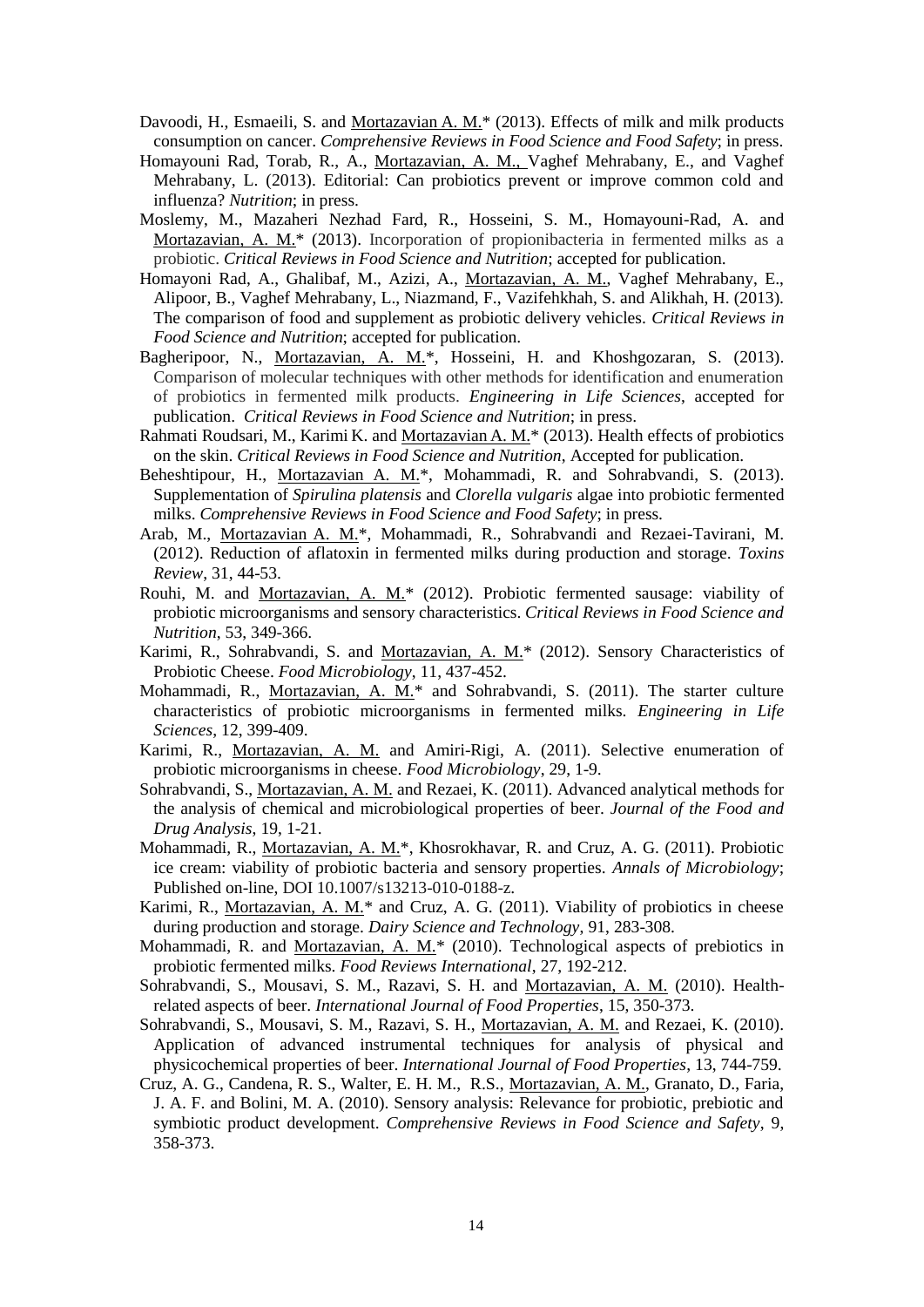Davoodi, H., Esmaeili, S. and Mortazavian A. M.* (2013). Effects of milk and milk products consumption on cancer. *Comprehensive Reviews in Food Science and Food Safety*; in press.

Homayouni Rad, Torab, R., A., Mortazavian, A. M., Vaghef Mehrabany, E., and Vaghef Mehrabany, L. (2013). Editorial: Can probiotics prevent or improve common cold and influenza? *Nutrition*; in press.

Moslemy, M., Mazaheri Nezhad Fard, R., Hosseini, S. M., Homayouni-Rad, A. and Mortazavian, A. M.* (2013). Incorporation of propionibacteria in fermented milks as a probiotic. *Critical Reviews in Food Science and Nutrition*; accepted for publication.

Homayoni Rad, A., Ghalibaf, M., Azizi, A., Mortazavian, A. M., Vaghef Mehrabany, E., Alipoor, B., Vaghef Mehrabany, L., Niazmand, F., Vazifehkhah, S. and Alikhah, H. (2013). The comparison of food and supplement as probiotic delivery vehicles. *Critical Reviews in Food Science and Nutrition*; accepted for publication.

Bagheripoor, N., Mortazavian, A. M.*, Hosseini, H. and Khoshgozaran, S. (2013). Comparison of molecular techniques with other methods for identification and enumeration of probiotics in fermented milk products. *Engineering in Life Sciences*, accepted for publication. *Critical Reviews in Food Science and Nutrition*; in press.

Rahmati Roudsari, M., Karimi K. and Mortazavian A. M.* (2013). Health effects of probiotics on the skin. *Critical Reviews in Food Science and Nutrition*, Accepted for publication.

Beheshtipour, H., Mortazavian A. M.*, Mohammadi, R. and Sohrabvandi, S. (2013). Supplementation of *Spirulina platensis* and *Clorella vulgaris* algae into probiotic fermented milks. *Comprehensive Reviews in Food Science and Food Safety*; in press.

Arab, M., Mortazavian A. M.*, Mohammadi, R., Sohrabvandi and Rezaei-Tavirani, M. (2012). Reduction of aflatoxin in fermented milks during production and storage. *Toxins Review*, 31, 44-53.

Rouhi, M. and Mortazavian, A. M.* (2012). Probiotic fermented sausage: viability of probiotic microorganisms and sensory characteristics. *Critical Reviews in Food Science and Nutrition*, 53, 349-366.

Karimi, R., Sohrabvandi, S. and Mortazavian, A. M.* (2012). Sensory Characteristics of Probiotic Cheese. *Food Microbiology*, 11, 437-452.

Mohammadi, R., Mortazavian, A. M.* and Sohrabvandi, S. (2011). The starter culture characteristics of probiotic microorganisms in fermented milks. *Engineering in Life Sciences*, 12, 399-409.

Karimi, R., Mortazavian, A. M. and Amiri-Rigi, A. (2011). Selective enumeration of probiotic microorganisms in cheese. *Food Microbiology*, 29, 1-9.

Sohrabvandi, S., Mortazavian, A. M. and Rezaei, K. (2011). Advanced analytical methods for the analysis of chemical and microbiological properties of beer. *Journal of the Food and Drug Analysis*, 19, 1-21.

Mohammadi, R., Mortazavian, A. M.*, Khosrokhavar, R. and Cruz, A. G. (2011). Probiotic ice cream: viability of probiotic bacteria and sensory properties. *Annals of Microbiology*; Published on-line, DOI 10.1007/s13213-010-0188-z.

Karimi, R., Mortazavian, A. M.* and Cruz, A. G. (2011). Viability of probiotics in cheese during production and storage. *Dairy Science and Technology*, 91, 283-308.

Mohammadi, R. and Mortazavian, A. M.* (2010). Technological aspects of prebiotics in probiotic fermented milks. *Food Reviews International*, 27, 192-212.

Sohrabvandi, S., Mousavi, S. M., Razavi, S. H. and Mortazavian, A. M. (2010). Health-related aspects of beer. *International Journal of Food Properties*, 15, 350-373.

Sohrabvandi, S., Mousavi, S. M., Razavi, S. H., Mortazavian, A. M. and Rezaei, K. (2010). Application of advanced instrumental techniques for analysis of physical and physicochemical properties of beer. *International Journal of Food Properties*, 13, 744-759.

Cruz, A. G., Candena, R. S., Walter, E. H. M., R.S., Mortazavian, A. M., Granato, D., Faria, J. A. F. and Bolini, M. A. (2010). Sensory analysis: Relevance for probiotic, prebiotic and symbiotic product development. *Comprehensive Reviews in Food Science and Safety*, 9, 358-373.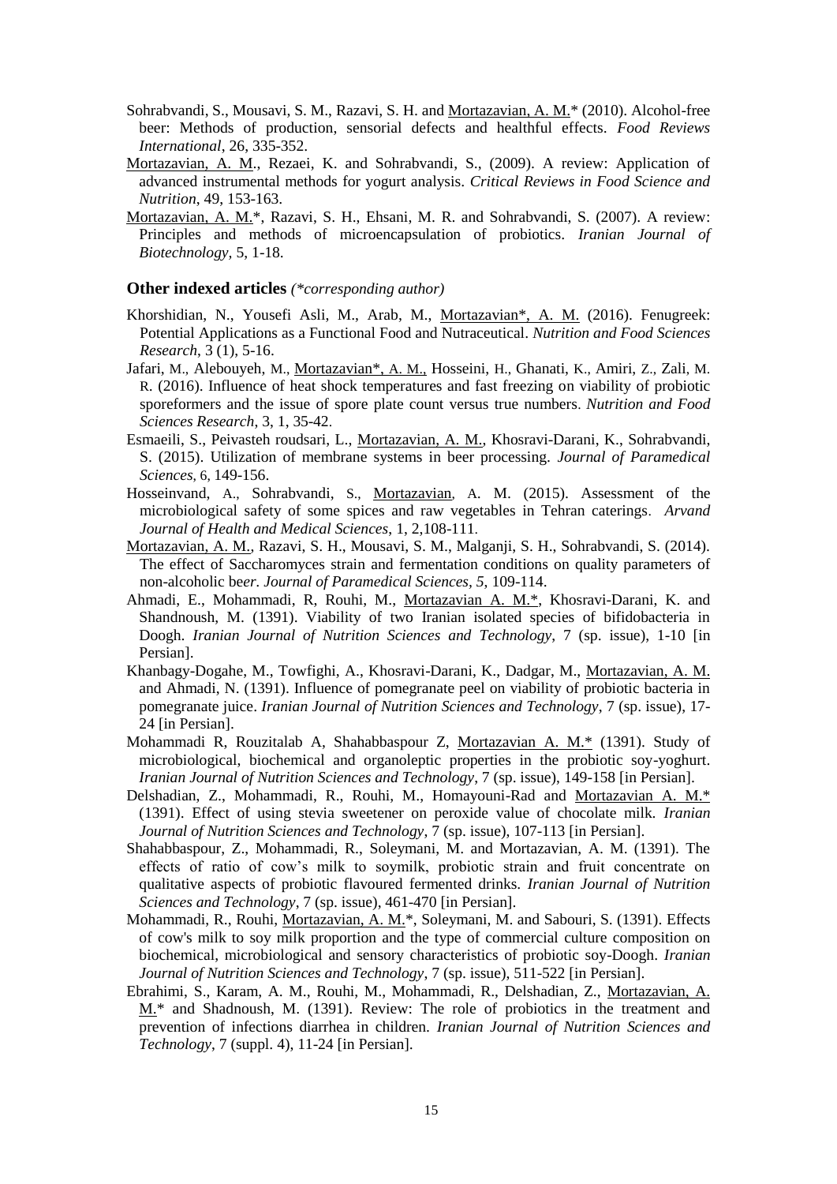Sohrabvandi, S., Mousavi, S. M., Razavi, S. H. and Mortazavian, A. M.* (2010). Alcohol-free beer: Methods of production, sensorial defects and healthful effects. *Food Reviews International*, 26, 335-352.

Mortazavian, A. M., Rezaei, K. and Sohrabvandi, S., (2009). A review: Application of advanced instrumental methods for yogurt analysis. *Critical Reviews in Food Science and Nutrition*, 49, 153-163.

Mortazavian, A. M.*, Razavi, S. H., Ehsani, M. R. and Sohrabvandi, S. (2007). A review: Principles and methods of microencapsulation of probiotics. *Iranian Journal of Biotechnology*, 5, 1-18.

### Other indexed articles *(*corresponding author)*

Khorshidian, N., Yousefi Asli, M., Arab, M., Mortazavian*, A. M. (2016). Fenugreek: Potential Applications as a Functional Food and Nutraceutical. *Nutrition and Food Sciences Research*, 3 (1), 5-16.

Jafari, M., Alebouyeh, M., Mortazavian*, A. M., Hosseini, H., Ghanati, K., Amiri, Z., Zali, M. R. (2016). Influence of heat shock temperatures and fast freezing on viability of probiotic sporeformers and the issue of spore plate count versus true numbers. *Nutrition and Food Sciences Research*, 3, 1, 35-42.

Esmaeili, S., Peivasteh roudsari, L., Mortazavian, A. M., Khosravi-Darani, K., Sohrabvandi, S. (2015). Utilization of membrane systems in beer processing. *Journal of Paramedical Sciences*, 6, 149-156.

Hosseinvand, A., Sohrabvandi, S., Mortazavian, A. M. (2015). Assessment of the microbiological safety of some spices and raw vegetables in Tehran caterings. *Arvand Journal of Health and Medical Sciences*, 1, 2,108-111.

Mortazavian, A. M., Razavi, S. H., Mousavi, S. M., Malganji, S. H., Sohrabvandi, S. (2014). The effect of Saccharomyces strain and fermentation conditions on quality parameters of non-alcoholic beer. *Journal of Paramedical Sciences, 5*, 109-114.

Ahmadi, E., Mohammadi, R, Rouhi, M., Mortazavian A. M.*, Khosravi-Darani, K. and Shandnoush, M. (1391). Viability of two Iranian isolated species of bifidobacteria in Doogh. *Iranian Journal of Nutrition Sciences and Technology*, 7 (sp. issue), 1-10 [in Persian].

Khanbagy-Dogahe, M., Towfighi, A., Khosravi-Darani, K., Dadgar, M., Mortazavian, A. M. and Ahmadi, N. (1391). Influence of pomegranate peel on viability of probiotic bacteria in pomegranate juice. *Iranian Journal of Nutrition Sciences and Technology*, 7 (sp. issue), 17-24 [in Persian].

Mohammadi R, Rouzitalab A, Shahabbaspour Z, Mortazavian A. M.* (1391). Study of microbiological, biochemical and organoleptic properties in the probiotic soy-yoghurt. *Iranian Journal of Nutrition Sciences and Technology*, 7 (sp. issue), 149-158 [in Persian].

Delshadian, Z., Mohammadi, R., Rouhi, M., Homayouni-Rad and Mortazavian A. M.* (1391). Effect of using stevia sweetener on peroxide value of chocolate milk. *Iranian Journal of Nutrition Sciences and Technology*, 7 (sp. issue), 107-113 [in Persian].

Shahabbaspour, Z., Mohammadi, R., Soleymani, M. and Mortazavian, A. M. (1391). The effects of ratio of cow's milk to soymilk, probiotic strain and fruit concentrate on qualitative aspects of probiotic flavoured fermented drinks. *Iranian Journal of Nutrition Sciences and Technology*, 7 (sp. issue), 461-470 [in Persian].

Mohammadi, R., Rouhi, Mortazavian, A. M.*, Soleymani, M. and Sabouri, S. (1391). Effects of cow's milk to soy milk proportion and the type of commercial culture composition on biochemical, microbiological and sensory characteristics of probiotic soy-Doogh. *Iranian Journal of Nutrition Sciences and Technology*, 7 (sp. issue), 511-522 [in Persian].

Ebrahimi, S., Karam, A. M., Rouhi, M., Mohammadi, R., Delshadian, Z., Mortazavian, A. M.* and Shadnoush, M. (1391). Review: The role of probiotics in the treatment and prevention of infections diarrhea in children. *Iranian Journal of Nutrition Sciences and Technology*, 7 (suppl. 4), 11-24 [in Persian].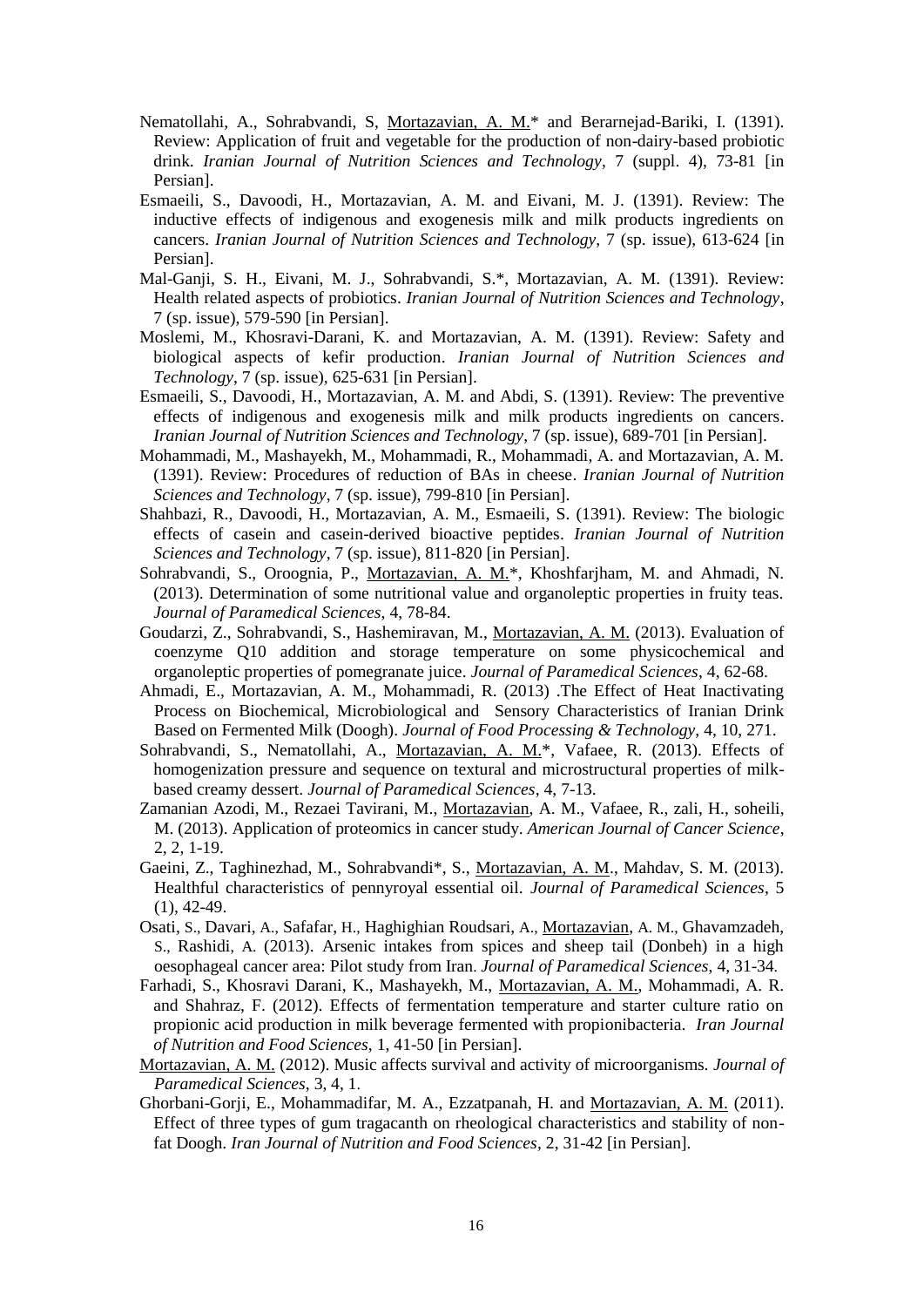Nematollahi, A., Sohrabvandi, S, <u>Mortazavian, A. M.</u>* and Berarnejad-Bariki, I. (1391). Review: Application of fruit and vegetable for the production of non-dairy-based probiotic drink. *Iranian Journal of Nutrition Sciences and Technology*, 7 (suppl. 4), 73-81 [in Persian].

Esmaeili, S., Davoodi, H., Mortazavian, A. M. and Eivani, M. J. (1391). Review: The inductive effects of indigenous and exogenesis milk and milk products ingredients on cancers. *Iranian Journal of Nutrition Sciences and Technology*, 7 (sp. issue), 613-624 [in Persian].

Mal-Ganji, S. H., Eivani, M. J., Sohrabvandi, S.*, Mortazavian, A. M. (1391). Review: Health related aspects of probiotics. *Iranian Journal of Nutrition Sciences and Technology*, 7 (sp. issue), 579-590 [in Persian].

Moslemi, M., Khosravi-Darani, K. and Mortazavian, A. M. (1391). Review: Safety and biological aspects of kefir production. *Iranian Journal of Nutrition Sciences and Technology*, 7 (sp. issue), 625-631 [in Persian].

Esmaeili, S., Davoodi, H., Mortazavian, A. M. and Abdi, S. (1391). Review: The preventive effects of indigenous and exogenesis milk and milk products ingredients on cancers. *Iranian Journal of Nutrition Sciences and Technology*, 7 (sp. issue), 689-701 [in Persian].

Mohammadi, M., Mashayekh, M., Mohammadi, R., Mohammadi, A. and Mortazavian, A. M. (1391). Review: Procedures of reduction of BAs in cheese. *Iranian Journal of Nutrition Sciences and Technology*, 7 (sp. issue), 799-810 [in Persian].

Shahbazi, R., Davoodi, H., Mortazavian, A. M., Esmaeili, S. (1391). Review: The biologic effects of casein and casein-derived bioactive peptides. *Iranian Journal of Nutrition Sciences and Technology*, 7 (sp. issue), 811-820 [in Persian].

Sohrabvandi, S., Oroognia, P., <u>Mortazavian, A. M.</u>*, Khoshfarjham, M. and Ahmadi, N. (2013). Determination of some nutritional value and organoleptic properties in fruity teas. *Journal of Paramedical Sciences*, 4, 78-84.

Goudarzi, Z., Sohrabvandi, S., Hashemiravan, M., <u>Mortazavian, A. M.</u> (2013). Evaluation of coenzyme Q10 addition and storage temperature on some physicochemical and organoleptic properties of pomegranate juice. *Journal of Paramedical Sciences*, 4, 62-68.

Ahmadi, E., Mortazavian, A. M., Mohammadi, R. (2013) .The Effect of Heat Inactivating Process on Biochemical, Microbiological and Sensory Characteristics of Iranian Drink Based on Fermented Milk (Doogh). *Journal of Food Processing & Technology*, 4, 10, 271.

Sohrabvandi, S., Nematollahi, A., <u>Mortazavian, A. M.</u>*, Vafaee, R. (2013). Effects of homogenization pressure and sequence on textural and microstructural properties of milk-based creamy dessert. *Journal of Paramedical Sciences*, 4, 7-13.

Zamanian Azodi, M., Rezaei Tavirani, M., <u>Mortazavian</u>, A. M., Vafaee, R., zali, H., soheili, M. (2013). Application of proteomics in cancer study. *American Journal of Cancer Science*, 2, 2, 1-19.

Gaeini, Z., Taghinezhad, M., Sohrabvandi*, S., <u>Mortazavian, A. M</u>., Mahdav, S. M. (2013). Healthful characteristics of pennyroyal essential oil. *Journal of Paramedical Sciences*, 5 (1), 42-49.

Osati, S., Davari, A., Safafar, H., Haghighian Roudsari, A., <u>Mortazavian</u>, A. M., Ghavamzadeh, S., Rashidi, A. (2013). Arsenic intakes from spices and sheep tail (Donbeh) in a high oesophageal cancer area: Pilot study from Iran. *Journal of Paramedical Sciences*, 4, 31-34.

Farhadi, S., Khosravi Darani, K., Mashayekh, M., <u>Mortazavian, A. M.</u>, Mohammadi, A. R. and Shahraz, F. (2012). Effects of fermentation temperature and starter culture ratio on propionic acid production in milk beverage fermented with propionibacteria. *Iran Journal of Nutrition and Food Sciences*, 1, 41-50 [in Persian].

<u>Mortazavian, A. M.</u> (2012). Music affects survival and activity of microorganisms. *Journal of Paramedical Sciences*, 3, 4, 1.

Ghorbani-Gorji, E., Mohammadifar, M. A., Ezzatpanah, H. and <u>Mortazavian, A. M.</u> (2011). Effect of three types of gum tragacanth on rheological characteristics and stability of non-fat Doogh. *Iran Journal of Nutrition and Food Sciences*, 2, 31-42 [in Persian].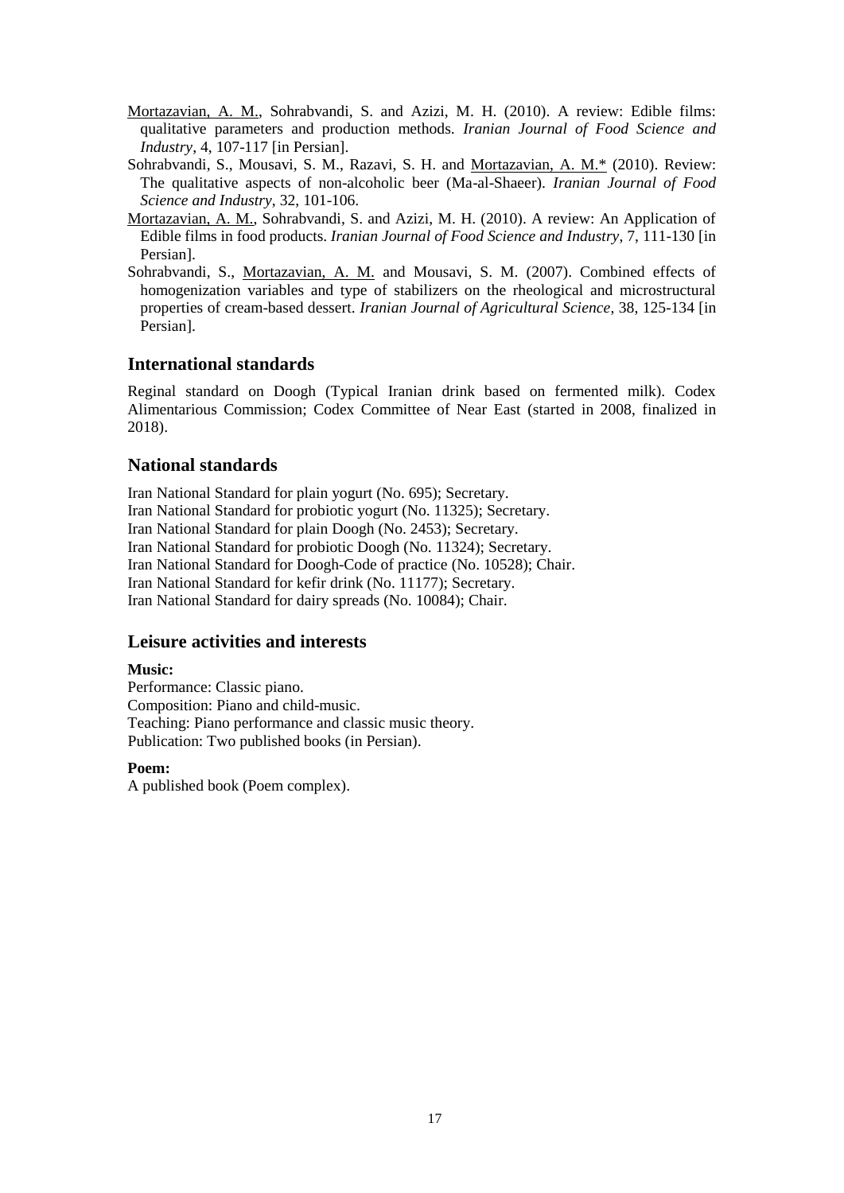<u>Mortazavian, A. M.</u>, Sohrabvandi, S. and Azizi, M. H. (2010). A review: Edible films: qualitative parameters and production methods. *Iranian Journal of Food Science and Industry*, 4, 107-117 [in Persian].

Sohrabvandi, S., Mousavi, S. M., Razavi, S. H. and <u>Mortazavian, A. M.*</u> (2010). Review: The qualitative aspects of non-alcoholic beer (Ma-al-Shaeer). *Iranian Journal of Food Science and Industry*, 32, 101-106.

<u>Mortazavian, A. M.</u>, Sohrabvandi, S. and Azizi, M. H. (2010). A review: An Application of Edible films in food products. *Iranian Journal of Food Science and Industry*, 7, 111-130 [in Persian].

Sohrabvandi, S., <u>Mortazavian, A. M.</u> and Mousavi, S. M. (2007). Combined effects of homogenization variables and type of stabilizers on the rheological and microstructural properties of cream-based dessert. *Iranian Journal of Agricultural Science*, 38, 125-134 [in Persian].

## International standards

Reginal standard on Doogh (Typical Iranian drink based on fermented milk). Codex Alimentarious Commission; Codex Committee of Near East (started in 2008, finalized in 2018).

## National standards

Iran National Standard for plain yogurt (No. 695); Secretary.
Iran National Standard for probiotic yogurt (No. 11325); Secretary.
Iran National Standard for plain Doogh (No. 2453); Secretary.
Iran National Standard for probiotic Doogh (No. 11324); Secretary.
Iran National Standard for Doogh-Code of practice (No. 10528); Chair.
Iran National Standard for kefir drink (No. 11177); Secretary.
Iran National Standard for dairy spreads (No. 10084); Chair.

## Leisure activities and interests

**Music:**
Performance: Classic piano.
Composition: Piano and child-music.
Teaching: Piano performance and classic music theory.
Publication: Two published books (in Persian).

**Poem:**
A published book (Poem complex).